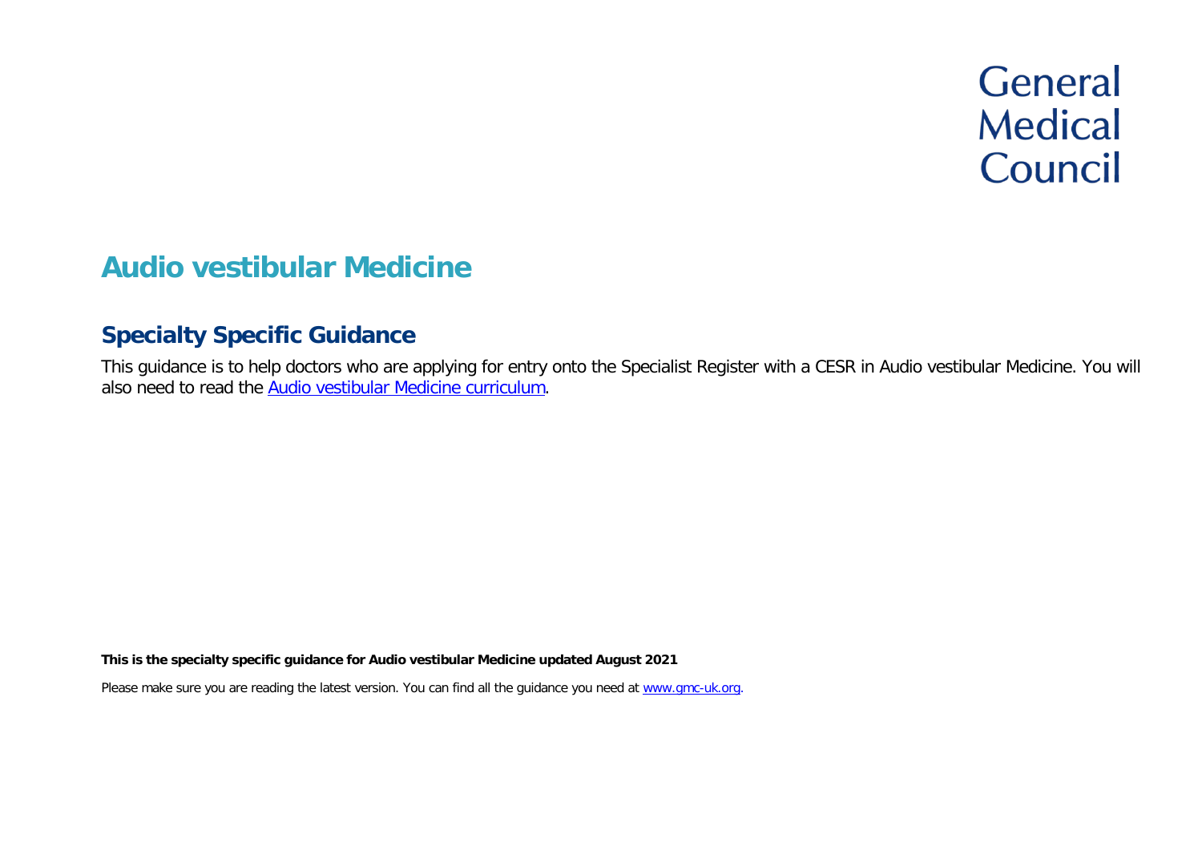General Medical Council

# Audio vestibular Medicine

## Specialty Specific Guidance

This guidance is to help doctors who are applying for entry onto the Specialist Register with a CESR in Audio vestibular Medicine. You will also need to read the Audio vestibular Medicine curriculum.

**This is the specialty specific guidance for Audio vestibular Medicine updated August 2021**

Please make sure you are reading the latest version. You can find all the guidance you need at www.gmc-uk.org.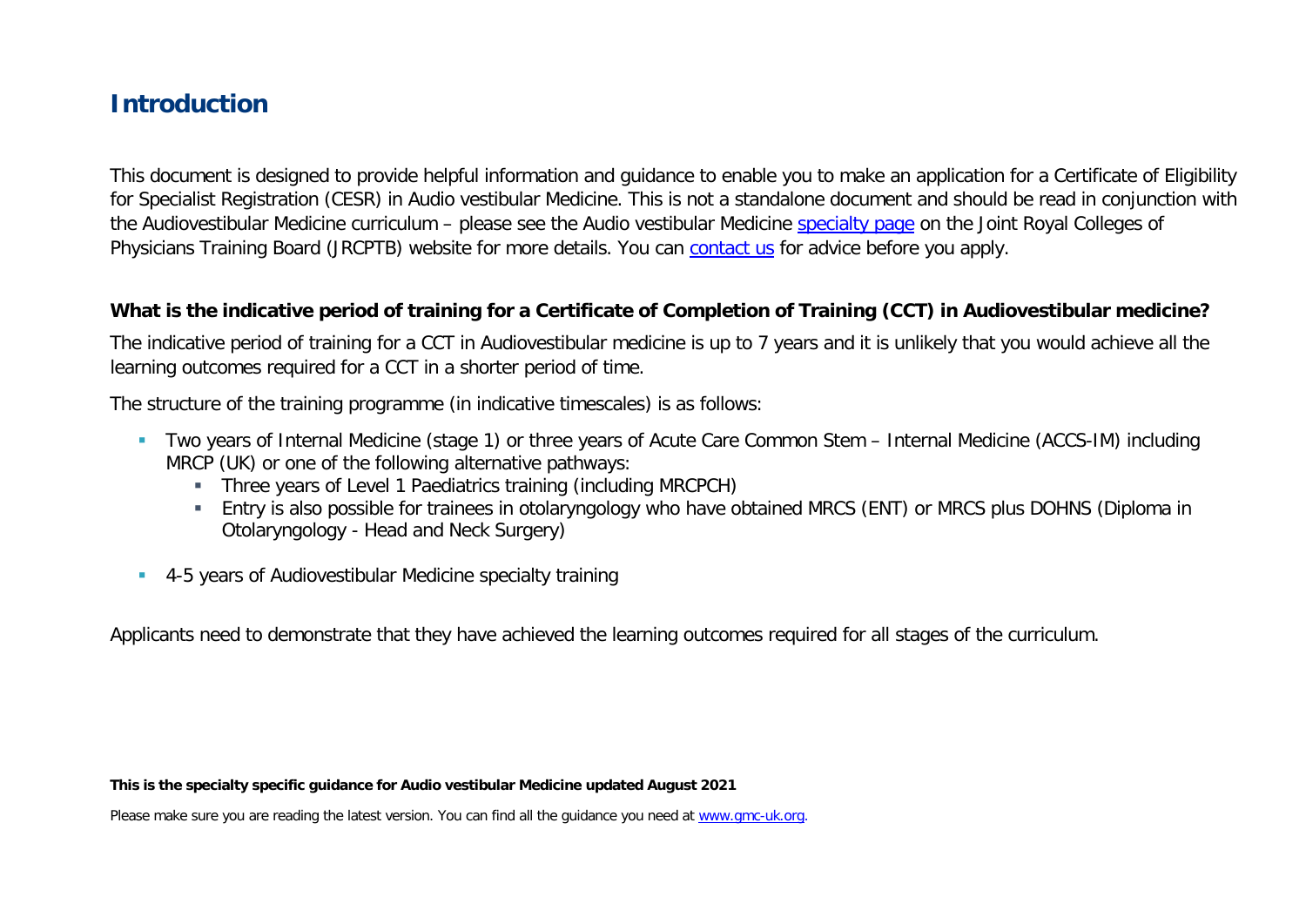# Introduction

This document is designed to provide helpful information and guidance to enable you to make an application for a Certificate of Eligibility for Specialist Registration (CESR) in Audio vestibular Medicine. This is not a standalone document and should be read in conjunction with the Audiovestibular Medicine curriculum – please see the Audio vestibular Medicine specialty page on the Joint Royal Colleges of Physicians Training Board (JRCPTB) website for more details. You can contact us for advice before you apply.

**What is the indicative period of training for a Certificate of Completion of Training (CCT) in Audiovestibular medicine?**

The indicative period of training for a CCT in Audiovestibular medicine is up to 7 years and it is unlikely that you would achieve all the learning outcomes required for a CCT in a shorter period of time.

The structure of the training programme (in indicative timescales) is as follows:

- Two years of Internal Medicine (stage 1) or three years of Acute Care Common Stem – Internal Medicine (ACCS-IM) including MRCP (UK) or one of the following alternative pathways:
  - Three years of Level 1 Paediatrics training (including MRCPCH)
  - Entry is also possible for trainees in otolaryngology who have obtained MRCS (ENT) or MRCS plus DOHNS (Diploma in Otolaryngology - Head and Neck Surgery)
- 4-5 years of Audiovestibular Medicine specialty training

Applicants need to demonstrate that they have achieved the learning outcomes required for all stages of the curriculum.

**This is the specialty specific guidance for Audio vestibular Medicine updated August 2021**

Please make sure you are reading the latest version. You can find all the guidance you need at www.gmc-uk.org.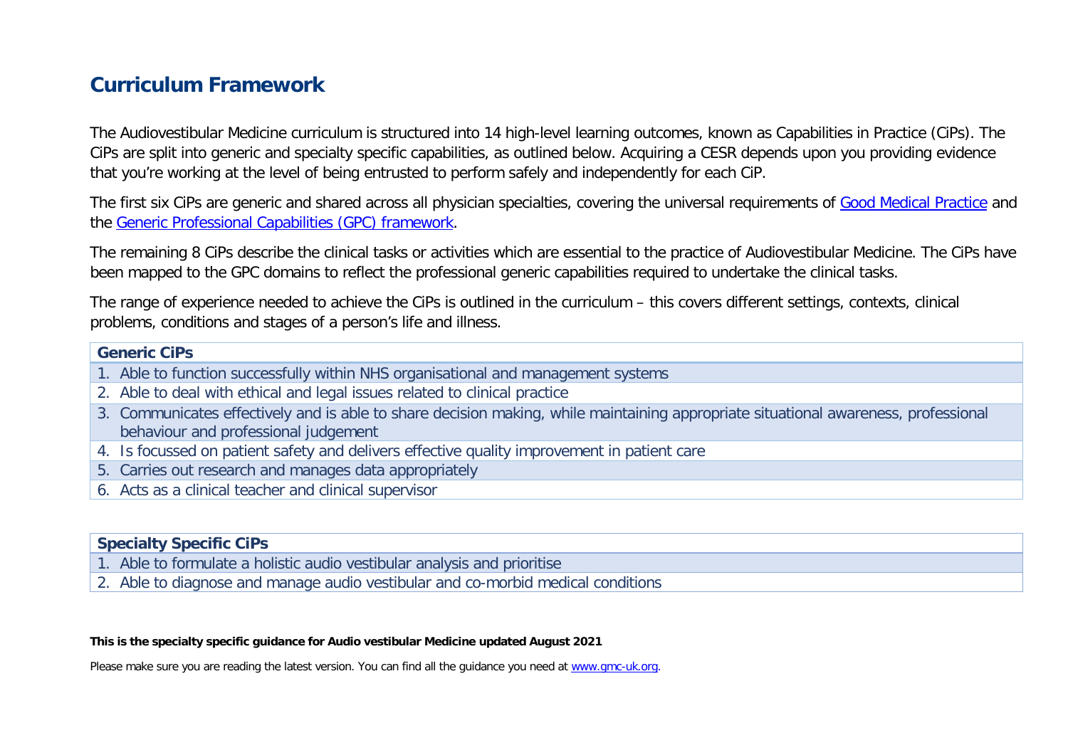# Curriculum Framework

The Audiovestibular Medicine curriculum is structured into 14 high-level learning outcomes, known as Capabilities in Practice (CiPs). The CiPs are split into generic and specialty specific capabilities, as outlined below. Acquiring a CESR depends upon you providing evidence that you're working at the level of being entrusted to perform safely and independently for each CiP.

The first six CiPs are generic and shared across all physician specialties, covering the universal requirements of [Good Medical Practice] and the [Generic Professional Capabilities (GPC) framework].

The remaining 8 CiPs describe the clinical tasks or activities which are essential to the practice of Audiovestibular Medicine. The CiPs have been mapped to the GPC domains to reflect the professional generic capabilities required to undertake the clinical tasks.

The range of experience needed to achieve the CiPs is outlined in the curriculum – this covers different settings, contexts, clinical problems, conditions and stages of a person's life and illness.

| Generic CiPs |
| --- |
| 1. Able to function successfully within NHS organisational and management systems |
| 2. Able to deal with ethical and legal issues related to clinical practice |
| 3. Communicates effectively and is able to share decision making, while maintaining appropriate situational awareness, professional behaviour and professional judgement |
| 4. Is focussed on patient safety and delivers effective quality improvement in patient care |
| 5. Carries out research and manages data appropriately |
| 6. Acts as a clinical teacher and clinical supervisor |

| Specialty Specific CiPs |
| --- |
| 1. Able to formulate a holistic audio vestibular analysis and prioritise |
| 2. Able to diagnose and manage audio vestibular and co-morbid medical conditions |

**This is the specialty specific guidance for Audio vestibular Medicine updated August 2021**

Please make sure you are reading the latest version. You can find all the guidance you need at www.gmc-uk.org.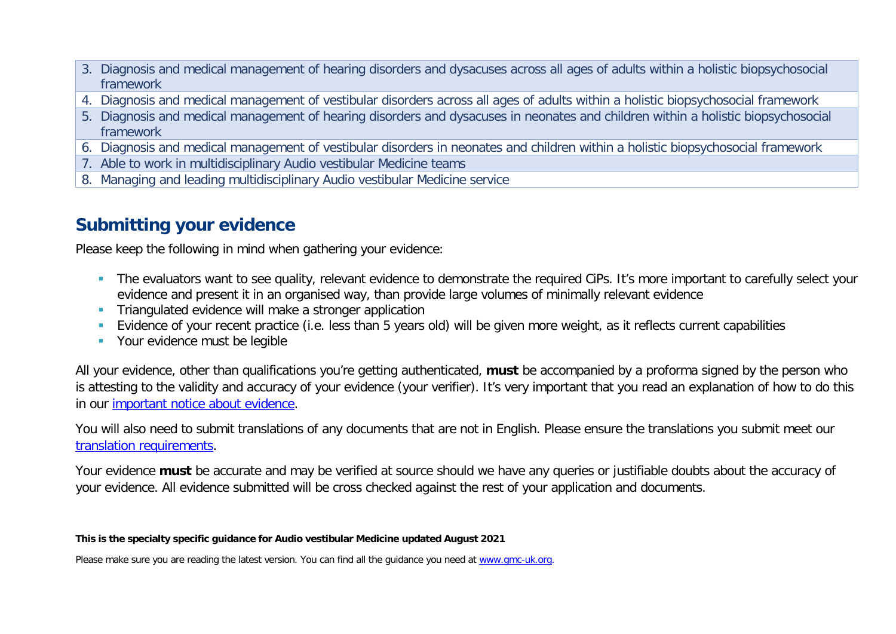3. Diagnosis and medical management of hearing disorders and dysacuses across all ages of adults within a holistic biopsychosocial framework
4. Diagnosis and medical management of vestibular disorders across all ages of adults within a holistic biopsychosocial framework
5. Diagnosis and medical management of hearing disorders and dysacuses in neonates and children within a holistic biopsychosocial framework
6. Diagnosis and medical management of vestibular disorders in neonates and children within a holistic biopsychosocial framework
7. Able to work in multidisciplinary Audio vestibular Medicine teams
8. Managing and leading multidisciplinary Audio vestibular Medicine service

## Submitting your evidence

Please keep the following in mind when gathering your evidence:

- The evaluators want to see quality, relevant evidence to demonstrate the required CiPs. It's more important to carefully select your evidence and present it in an organised way, than provide large volumes of minimally relevant evidence
- Triangulated evidence will make a stronger application
- Evidence of your recent practice (i.e. less than 5 years old) will be given more weight, as it reflects current capabilities
- Your evidence must be legible

All your evidence, other than qualifications you're getting authenticated, **must** be accompanied by a proforma signed by the person who is attesting to the validity and accuracy of your evidence (your verifier). It's very important that you read an explanation of how to do this in our [important notice about evidence](#).

You will also need to submit translations of any documents that are not in English. Please ensure the translations you submit meet our [translation requirements](#).

Your evidence **must** be accurate and may be verified at source should we have any queries or justifiable doubts about the accuracy of your evidence. All evidence submitted will be cross checked against the rest of your application and documents.

**This is the specialty specific guidance for Audio vestibular Medicine updated August 2021**

Please make sure you are reading the latest version. You can find all the guidance you need at [www.gmc-uk.org](http://www.gmc-uk.org).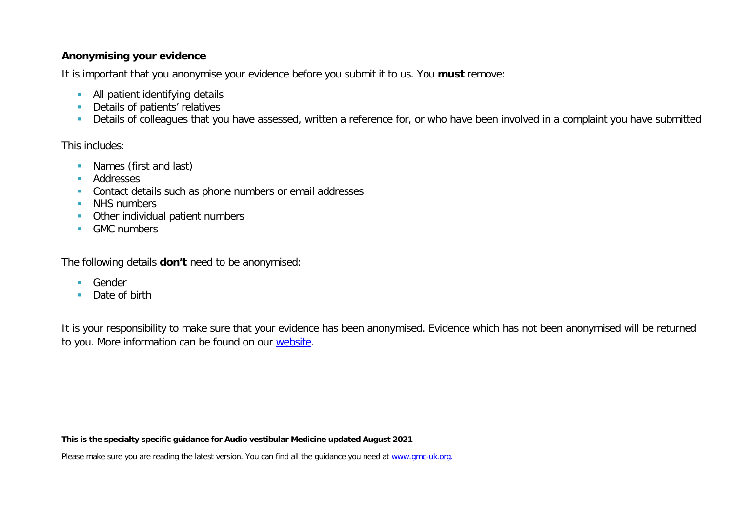**Anonymising your evidence**

It is important that you anonymise your evidence before you submit it to us. You **must** remove:

- All patient identifying details
- Details of patients' relatives
- Details of colleagues that you have assessed, written a reference for, or who have been involved in a complaint you have submitted

This includes:

- Names (first and last)
- Addresses
- Contact details such as phone numbers or email addresses
- NHS numbers
- Other individual patient numbers
- GMC numbers

The following details **don't** need to be anonymised:

- Gender
- Date of birth

It is your responsibility to make sure that your evidence has been anonymised. Evidence which has not been anonymised will be returned to you. More information can be found on our [website](#).

**This is the specialty specific guidance for Audio vestibular Medicine updated August 2021**

Please make sure you are reading the latest version. You can find all the guidance you need at [www.gmc-uk.org](www.gmc-uk.org).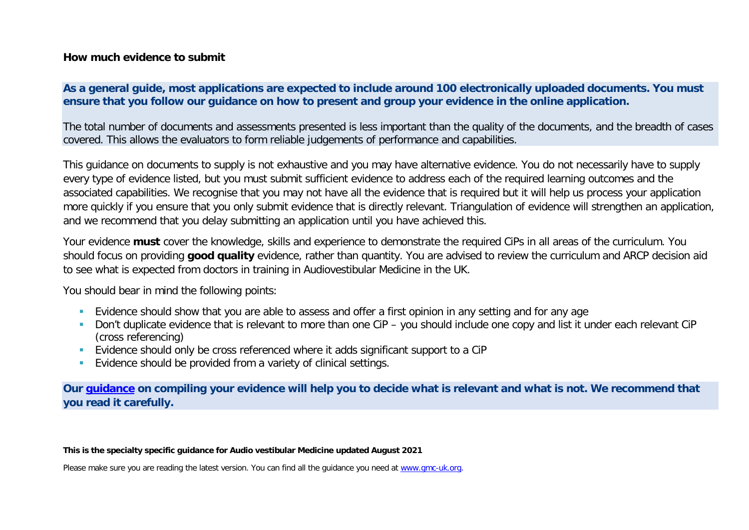### How much evidence to submit

**As a general guide, most applications are expected to include around 100 electronically uploaded documents. You must ensure that you follow our guidance on how to present and group your evidence in the online application.**

The total number of documents and assessments presented is less important than the quality of the documents, and the breadth of cases covered. This allows the evaluators to form reliable judgements of performance and capabilities.

This guidance on documents to supply is not exhaustive and you may have alternative evidence. You do not necessarily have to supply every type of evidence listed, but you must submit sufficient evidence to address each of the required learning outcomes and the associated capabilities. We recognise that you may not have all the evidence that is required but it will help us process your application more quickly if you ensure that you only submit evidence that is directly relevant. Triangulation of evidence will strengthen an application, and we recommend that you delay submitting an application until you have achieved this.

Your evidence **must** cover the knowledge, skills and experience to demonstrate the required CiPs in all areas of the curriculum. You should focus on providing **good quality** evidence, rather than quantity. You are advised to review the curriculum and ARCP decision aid to see what is expected from doctors in training in Audiovestibular Medicine in the UK.

You should bear in mind the following points:

- Evidence should show that you are able to assess and offer a first opinion in any setting and for any age
- Don't duplicate evidence that is relevant to more than one CiP – you should include one copy and list it under each relevant CiP (cross referencing)
- Evidence should only be cross referenced where it adds significant support to a CiP
- Evidence should be provided from a variety of clinical settings.

**Our guidance on compiling your evidence will help you to decide what is relevant and what is not. We recommend that you read it carefully.**

**This is the specialty specific guidance for Audio vestibular Medicine updated August 2021**

Please make sure you are reading the latest version. You can find all the guidance you need at www.gmc-uk.org.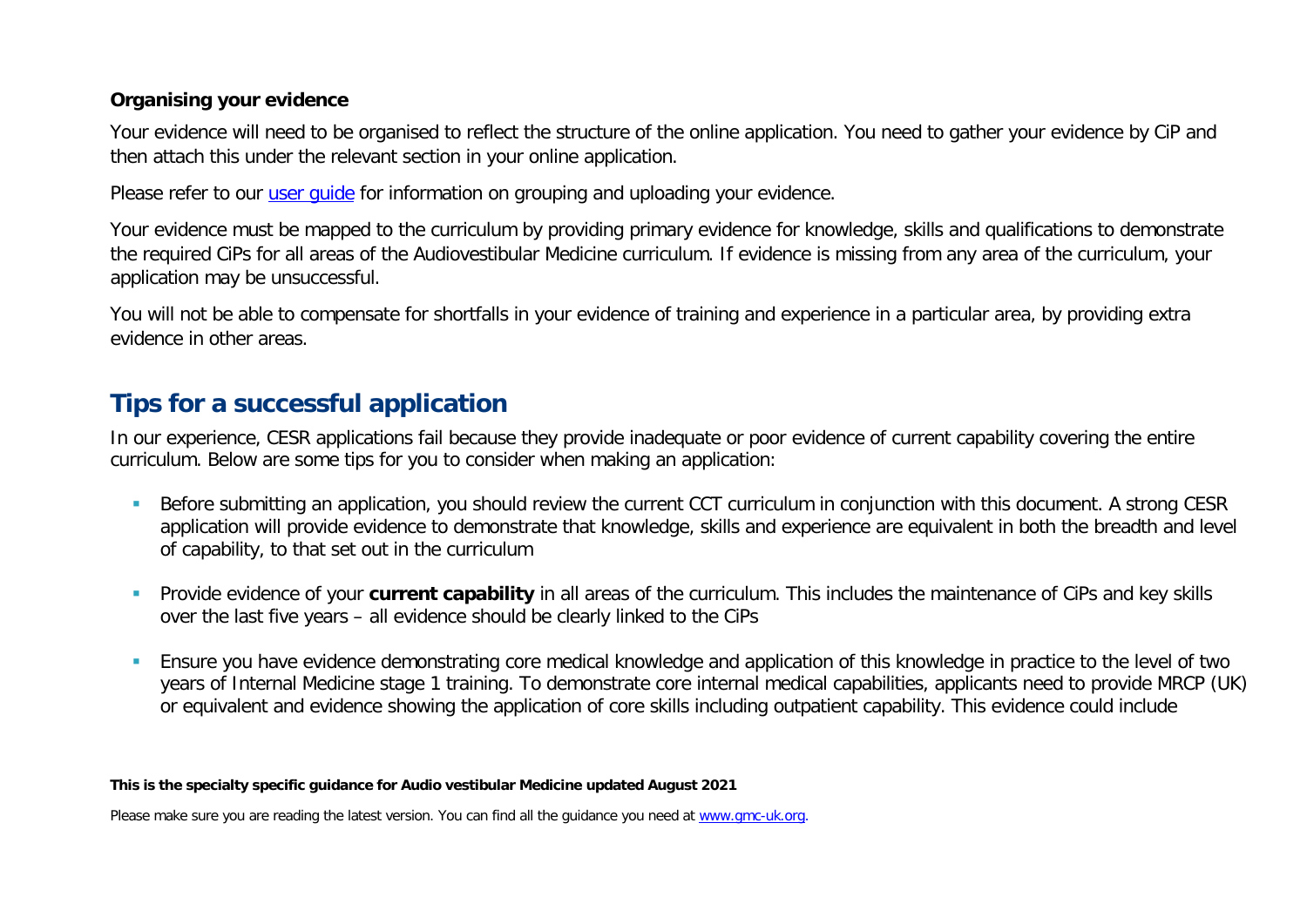**Organising your evidence**

Your evidence will need to be organised to reflect the structure of the online application. You need to gather your evidence by CiP and then attach this under the relevant section in your online application.

Please refer to our [user guide](user guide) for information on grouping and uploading your evidence.

Your evidence must be mapped to the curriculum by providing primary evidence for knowledge, skills and qualifications to demonstrate the required CiPs for all areas of the Audiovestibular Medicine curriculum. If evidence is missing from any area of the curriculum, your application may be unsuccessful.

You will not be able to compensate for shortfalls in your evidence of training and experience in a particular area, by providing extra evidence in other areas.

## Tips for a successful application

In our experience, CESR applications fail because they provide inadequate or poor evidence of current capability covering the entire curriculum. Below are some tips for you to consider when making an application:

- Before submitting an application, you should review the current CCT curriculum in conjunction with this document. A strong CESR application will provide evidence to demonstrate that knowledge, skills and experience are equivalent in both the breadth and level of capability, to that set out in the curriculum
- Provide evidence of your **current capability** in all areas of the curriculum. This includes the maintenance of CiPs and key skills over the last five years – all evidence should be clearly linked to the CiPs
- Ensure you have evidence demonstrating core medical knowledge and application of this knowledge in practice to the level of two years of Internal Medicine stage 1 training. To demonstrate core internal medical capabilities, applicants need to provide MRCP (UK) or equivalent and evidence showing the application of core skills including outpatient capability. This evidence could include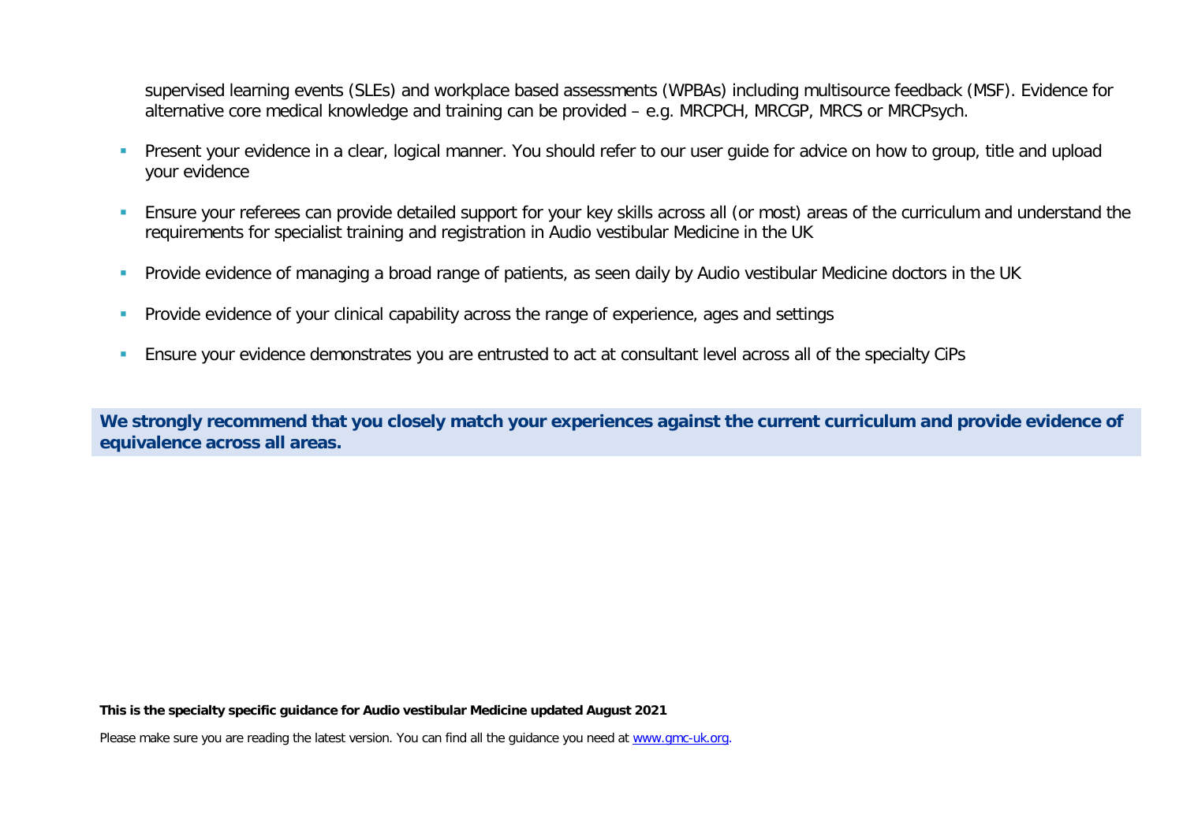supervised learning events (SLEs) and workplace based assessments (WPBAs) including multisource feedback (MSF). Evidence for alternative core medical knowledge and training can be provided – e.g. MRCPCH, MRCGP, MRCS or MRCPsych.

- Present your evidence in a clear, logical manner. You should refer to our user guide for advice on how to group, title and upload your evidence
- Ensure your referees can provide detailed support for your key skills across all (or most) areas of the curriculum and understand the requirements for specialist training and registration in Audio vestibular Medicine in the UK
- Provide evidence of managing a broad range of patients, as seen daily by Audio vestibular Medicine doctors in the UK
- Provide evidence of your clinical capability across the range of experience, ages and settings
- Ensure your evidence demonstrates you are entrusted to act at consultant level across all of the specialty CiPs

**We strongly recommend that you closely match your experiences against the current curriculum and provide evidence of equivalence across all areas.**

**This is the specialty specific guidance for Audio vestibular Medicine updated August 2021**

Please make sure you are reading the latest version. You can find all the guidance you need at [www.gmc-uk.org](www.gmc-uk.org).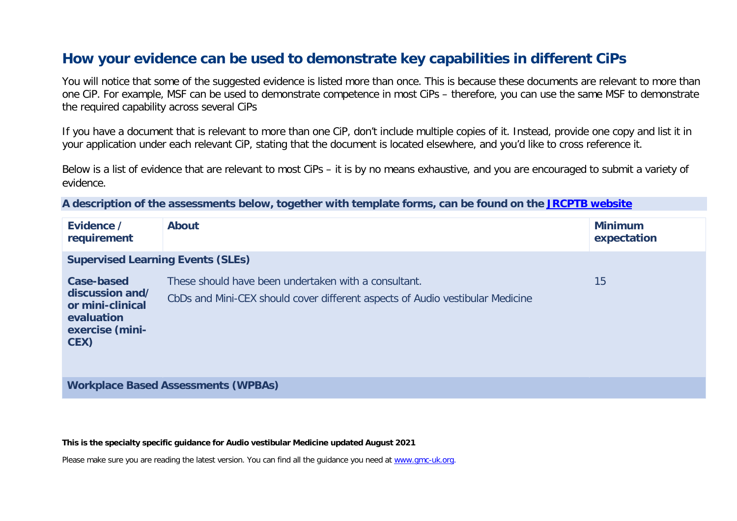## How your evidence can be used to demonstrate key capabilities in different CiPs

You will notice that some of the suggested evidence is listed more than once. This is because these documents are relevant to more than one CiP. For example, MSF can be used to demonstrate competence in most CiPs – therefore, you can use the same MSF to demonstrate the required capability across several CiPs

If you have a document that is relevant to more than one CiP, don't include multiple copies of it. Instead, provide one copy and list it in your application under each relevant CiP, stating that the document is located elsewhere, and you'd like to cross reference it.

Below is a list of evidence that are relevant to most CiPs – it is by no means exhaustive, and you are encouraged to submit a variety of evidence.

**A description of the assessments below, together with template forms, can be found on the [JRCPTB website](JRCPTB website)**

| Evidence / requirement | About | Minimum expectation |
|---|---|---|
| **Supervised Learning Events (SLEs)** | | |
| **Case-based discussion and/ or mini-clinical evaluation exercise (mini-CEX)** | These should have been undertaken with a consultant.<br>CbDs and Mini-CEX should cover different aspects of Audio vestibular Medicine | 15 |
| **Workplace Based Assessments (WPBAs)** | | |

**This is the specialty specific guidance for Audio vestibular Medicine updated August 2021**

Please make sure you are reading the latest version. You can find all the guidance you need at [www.gmc-uk.org](www.gmc-uk.org).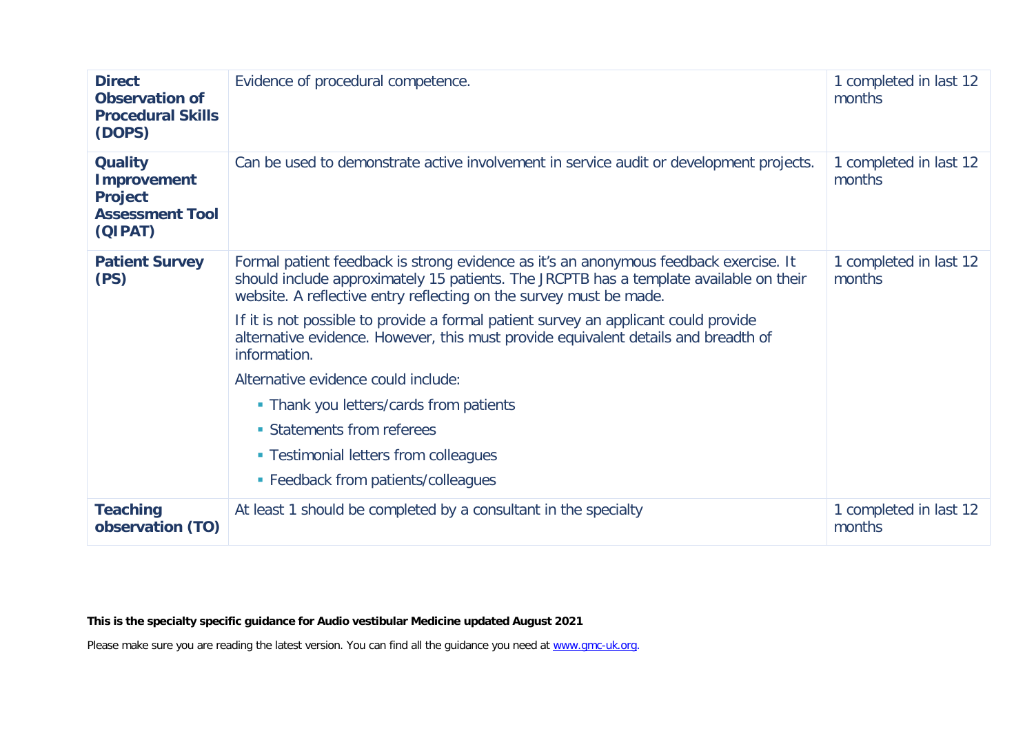| | | |
|---|---|---|
| **Direct Observation of Procedural Skills (DOPS)** | Evidence of procedural competence. | 1 completed in last 12 months |
| **Quality Improvement Project Assessment Tool (QIPAT)** | Can be used to demonstrate active involvement in service audit or development projects. | 1 completed in last 12 months |
| **Patient Survey (PS)** | Formal patient feedback is strong evidence as it's an anonymous feedback exercise. It should include approximately 15 patients. The JRCPTB has a template available on their website. A reflective entry reflecting on the survey must be made.<br><br>If it is not possible to provide a formal patient survey an applicant could provide alternative evidence. However, this must provide equivalent details and breadth of information.<br><br>Alternative evidence could include:<br>- Thank you letters/cards from patients<br>- Statements from referees<br>- Testimonial letters from colleagues<br>- Feedback from patients/colleagues | 1 completed in last 12 months |
| **Teaching observation (TO)** | At least 1 should be completed by a consultant in the specialty | 1 completed in last 12 months |

**This is the specialty specific guidance for Audio vestibular Medicine updated August 2021**

Please make sure you are reading the latest version. You can find all the guidance you need at [www.gmc-uk.org](http://www.gmc-uk.org).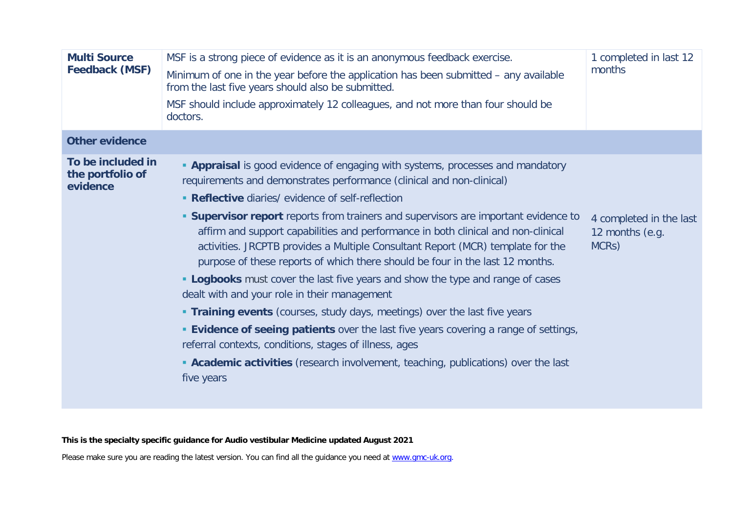| | | |
|---|---|---|
| **Multi Source Feedback (MSF)** | MSF is a strong piece of evidence as it is an anonymous feedback exercise.<br>Minimum of one in the year before the application has been submitted – any available from the last five years should also be submitted.<br>MSF should include approximately 12 colleagues, and not more than four should be doctors. | 1 completed in last 12 months |
| **Other evidence** | | |
| **To be included in the portfolio of evidence** | ▪ **Appraisal** is good evidence of engaging with systems, processes and mandatory requirements and demonstrates performance (clinical and non-clinical)<br>▪ **Reflective** diaries/ evidence of self-reflection<br>▪ **Supervisor report** reports from trainers and supervisors are important evidence to affirm and support capabilities and performance in both clinical and non-clinical activities. JRCPTB provides a Multiple Consultant Report (MCR) template for the purpose of these reports of which there should be four in the last 12 months.<br>▪ **Logbooks** must cover the last five years and show the type and range of cases dealt with and your role in their management<br>▪ **Training events** (courses, study days, meetings) over the last five years<br>▪ **Evidence of seeing patients** over the last five years covering a range of settings, referral contexts, conditions, stages of illness, ages<br>▪ **Academic activities** (research involvement, teaching, publications) over the last five years | 4 completed in the last 12 months (e.g. MCRs) |

**This is the specialty specific guidance for Audio vestibular Medicine updated August 2021**

Please make sure you are reading the latest version. You can find all the guidance you need at [www.gmc-uk.org](www.gmc-uk.org).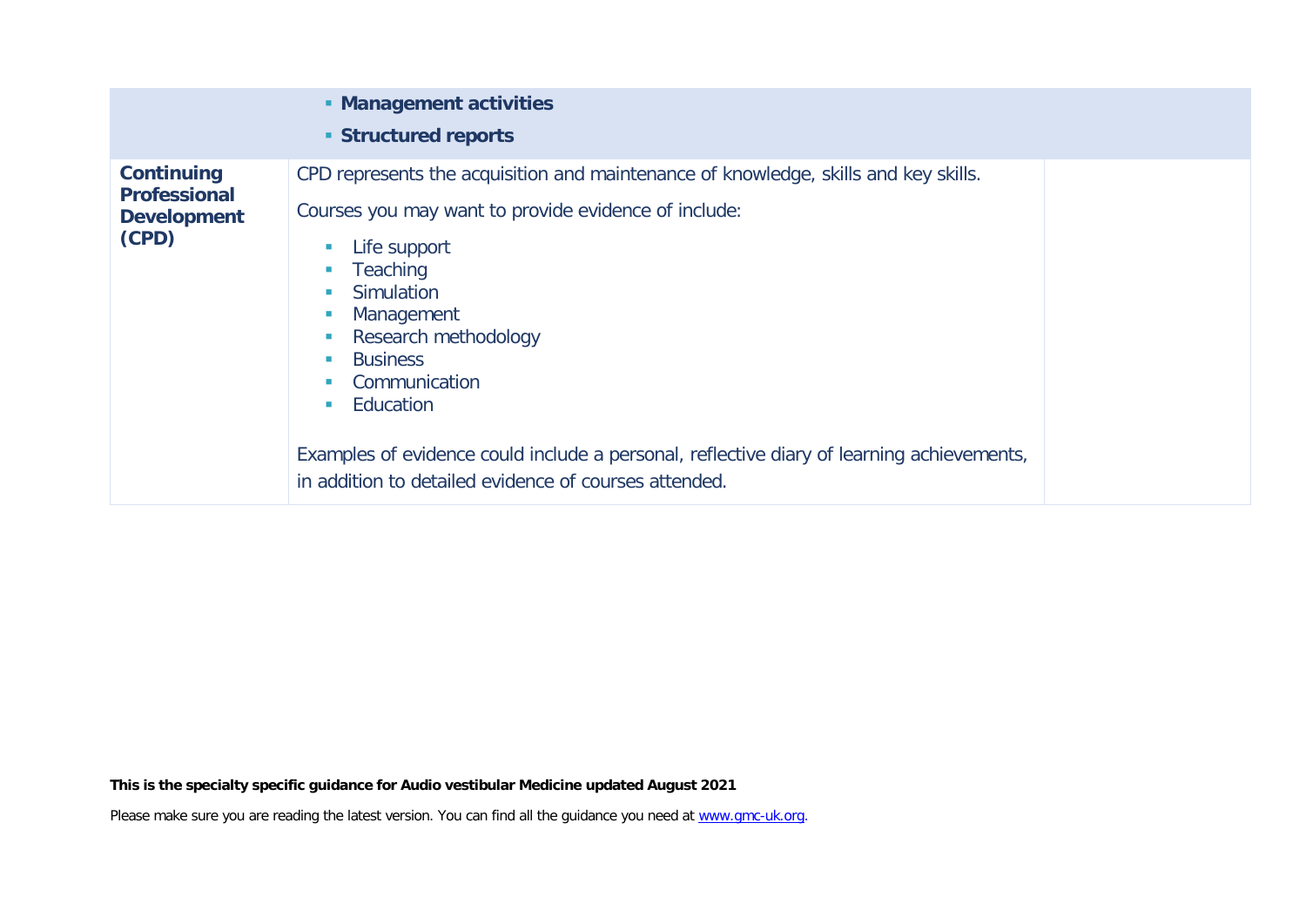| | | |
|---|---|---|
| | ▪ **Management activities**<br>▪ **Structured reports** | |
| **Continuing Professional Development (CPD)** | CPD represents the acquisition and maintenance of knowledge, skills and key skills.<br><br>Courses you may want to provide evidence of include:<br><br>▪ Life support<br>▪ Teaching<br>▪ Simulation<br>▪ Management<br>▪ Research methodology<br>▪ Business<br>▪ Communication<br>▪ Education<br><br>Examples of evidence could include a personal, reflective diary of learning achievements, in addition to detailed evidence of courses attended. | |

**This is the specialty specific guidance for Audio vestibular Medicine updated August 2021**

Please make sure you are reading the latest version. You can find all the guidance you need at [www.gmc-uk.org](www.gmc-uk.org).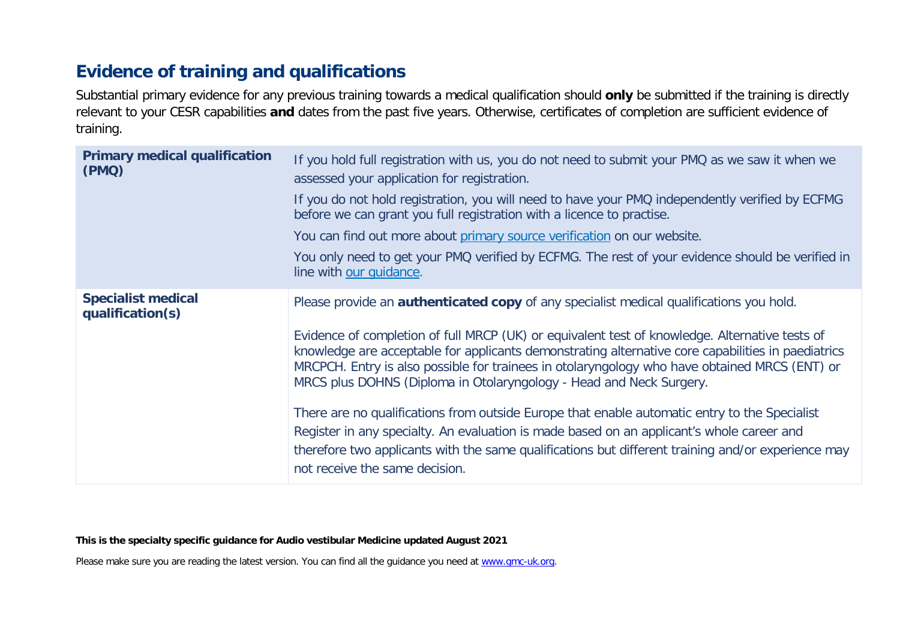## Evidence of training and qualifications

Substantial primary evidence for any previous training towards a medical qualification should **only** be submitted if the training is directly relevant to your CESR capabilities **and** dates from the past five years. Otherwise, certificates of completion are sufficient evidence of training.

| | |
|---|---|
| **Primary medical qualification (PMQ)** | If you hold full registration with us, you do not need to submit your PMQ as we saw it when we assessed your application for registration.<br><br>If you do not hold registration, you will need to have your PMQ independently verified by ECFMG before we can grant you full registration with a licence to practise.<br><br>You can find out more about [primary source verification] on our website.<br><br>You only need to get your PMQ verified by ECFMG. The rest of your evidence should be verified in line with [our guidance]. |
| **Specialist medical qualification(s)** | Please provide an **authenticated copy** of any specialist medical qualifications you hold.<br><br>Evidence of completion of full MRCP (UK) or equivalent test of knowledge. Alternative tests of knowledge are acceptable for applicants demonstrating alternative core capabilities in paediatrics MRCPCH. Entry is also possible for trainees in otolaryngology who have obtained MRCS (ENT) or MRCS plus DOHNS (Diploma in Otolaryngology - Head and Neck Surgery.<br><br>There are no qualifications from outside Europe that enable automatic entry to the Specialist Register in any specialty. An evaluation is made based on an applicant's whole career and therefore two applicants with the same qualifications but different training and/or experience may not receive the same decision. |

**This is the specialty specific guidance for Audio vestibular Medicine updated August 2021**

Please make sure you are reading the latest version. You can find all the guidance you need at www.gmc-uk.org.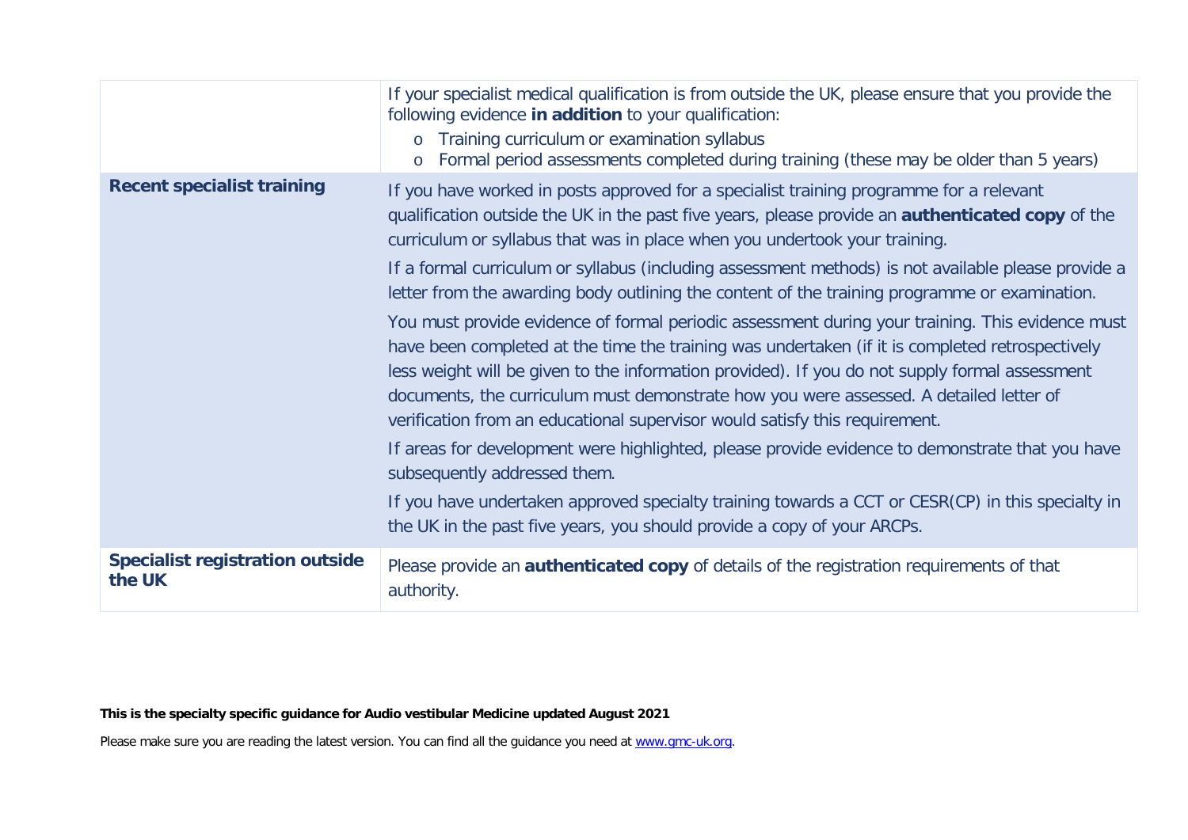| | |
|---|---|
| | If your specialist medical qualification is from outside the UK, please ensure that you provide the following evidence **in addition** to your qualification:<br>o Training curriculum or examination syllabus<br>o Formal period assessments completed during training (these may be older than 5 years) |
| **Recent specialist training** | If you have worked in posts approved for a specialist training programme for a relevant qualification outside the UK in the past five years, please provide an **authenticated copy** of the curriculum or syllabus that was in place when you undertook your training.<br>If a formal curriculum or syllabus (including assessment methods) is not available please provide a letter from the awarding body outlining the content of the training programme or examination.<br>You must provide evidence of formal periodic assessment during your training. This evidence must have been completed at the time the training was undertaken (if it is completed retrospectively less weight will be given to the information provided). If you do not supply formal assessment documents, the curriculum must demonstrate how you were assessed. A detailed letter of verification from an educational supervisor would satisfy this requirement.<br>If areas for development were highlighted, please provide evidence to demonstrate that you have subsequently addressed them.<br>If you have undertaken approved specialty training towards a CCT or CESR(CP) in this specialty in the UK in the past five years, you should provide a copy of your ARCPs. |
| **Specialist registration outside the UK** | Please provide an **authenticated copy** of details of the registration requirements of that authority. |

**This is the specialty specific guidance for Audio vestibular Medicine updated August 2021**

Please make sure you are reading the latest version. You can find all the guidance you need at www.gmc-uk.org.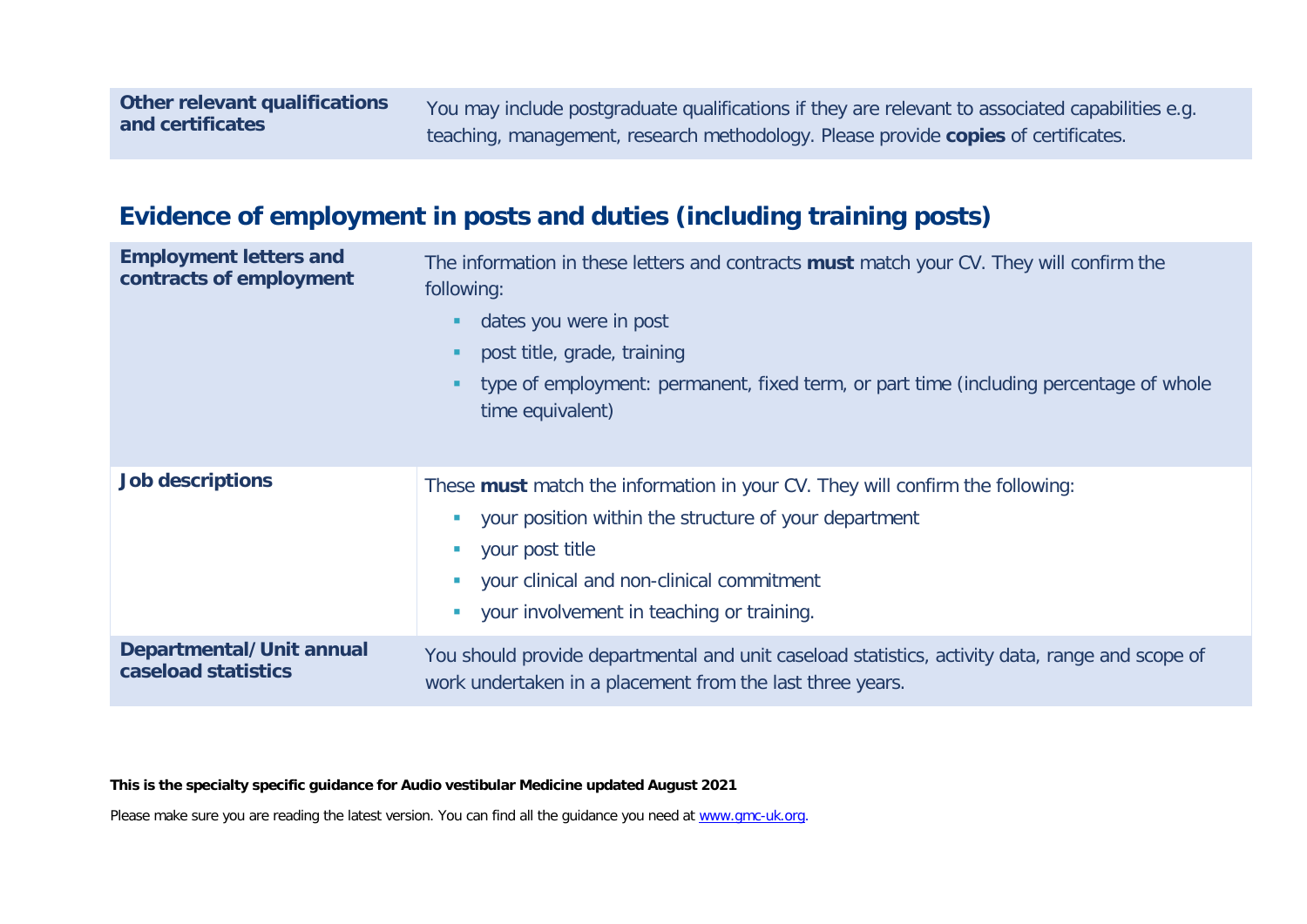| Other relevant qualifications and certificates | You may include postgraduate qualifications if they are relevant to associated capabilities e.g. teaching, management, research methodology. Please provide **copies** of certificates. |
|---|---|

## Evidence of employment in posts and duties (including training posts)

| **Employment letters and contracts of employment** | The information in these letters and contracts **must** match your CV. They will confirm the following:<br>- dates you were in post<br>- post title, grade, training<br>- type of employment: permanent, fixed term, or part time (including percentage of whole time equivalent) |
|---|---|
| **Job descriptions** | These **must** match the information in your CV. They will confirm the following:<br>- your position within the structure of your department<br>- your post title<br>- your clinical and non-clinical commitment<br>- your involvement in teaching or training. |
| **Departmental/Unit annual caseload statistics** | You should provide departmental and unit caseload statistics, activity data, range and scope of work undertaken in a placement from the last three years. |

**This is the specialty specific guidance for Audio vestibular Medicine updated August 2021**

Please make sure you are reading the latest version. You can find all the guidance you need at www.gmc-uk.org.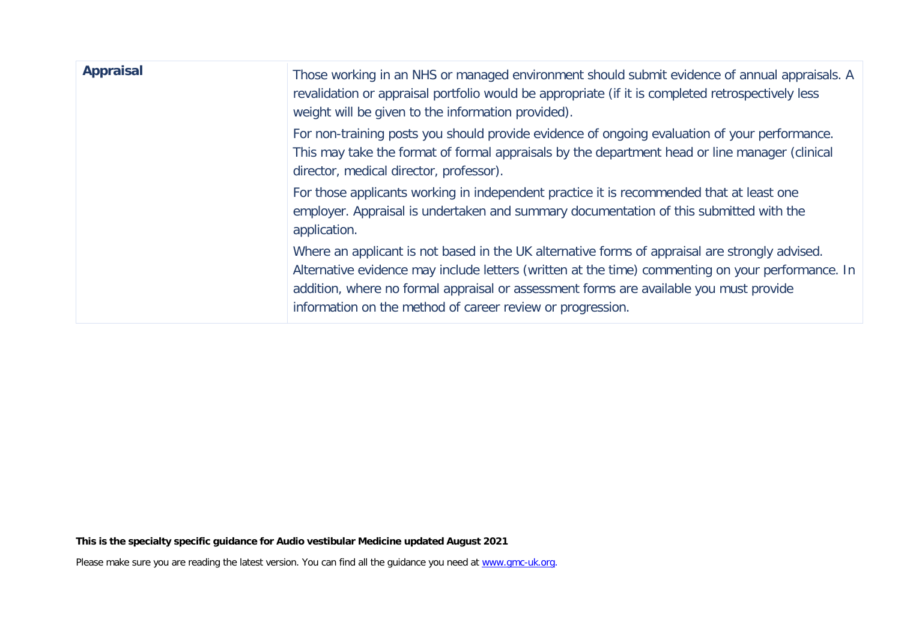| Appraisal | Those working in an NHS or managed environment should submit evidence of annual appraisals. A revalidation or appraisal portfolio would be appropriate (if it is completed retrospectively less weight will be given to the information provided).<br><br>For non-training posts you should provide evidence of ongoing evaluation of your performance. This may take the format of formal appraisals by the department head or line manager (clinical director, medical director, professor).<br><br>For those applicants working in independent practice it is recommended that at least one employer. Appraisal is undertaken and summary documentation of this submitted with the application.<br><br>Where an applicant is not based in the UK alternative forms of appraisal are strongly advised. Alternative evidence may include letters (written at the time) commenting on your performance. In addition, where no formal appraisal or assessment forms are available you must provide information on the method of career review or progression. |
|---|---|

**This is the specialty specific guidance for Audio vestibular Medicine updated August 2021**

Please make sure you are reading the latest version. You can find all the guidance you need at [www.gmc-uk.org](www.gmc-uk.org).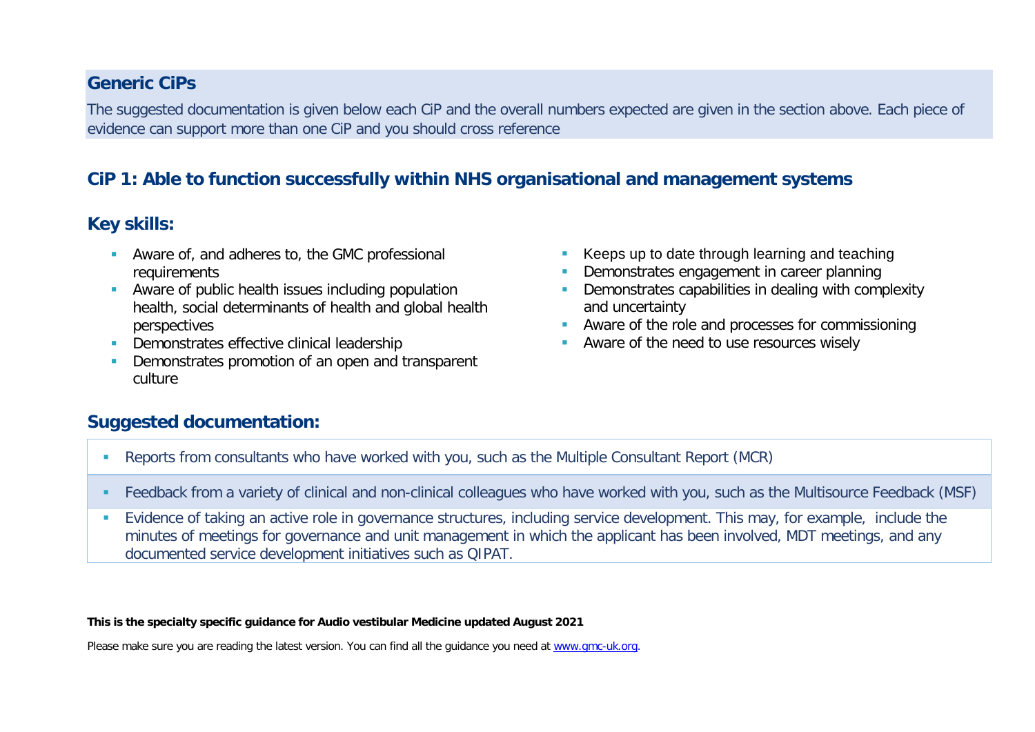## Generic CiPs

The suggested documentation is given below each CiP and the overall numbers expected are given in the section above. Each piece of evidence can support more than one CiP and you should cross reference

### CiP 1: Able to function successfully within NHS organisational and management systems

### Key skills:

- Aware of, and adheres to, the GMC professional requirements
- Aware of public health issues including population health, social determinants of health and global health perspectives
- Demonstrates effective clinical leadership
- Demonstrates promotion of an open and transparent culture
- Keeps up to date through learning and teaching
- Demonstrates engagement in career planning
- Demonstrates capabilities in dealing with complexity and uncertainty
- Aware of the role and processes for commissioning
- Aware of the need to use resources wisely

### Suggested documentation:

- Reports from consultants who have worked with you, such as the Multiple Consultant Report (MCR)
- Feedback from a variety of clinical and non-clinical colleagues who have worked with you, such as the Multisource Feedback (MSF)
- Evidence of taking an active role in governance structures, including service development. This may, for example, include the minutes of meetings for governance and unit management in which the applicant has been involved, MDT meetings, and any documented service development initiatives such as QIPAT.

**This is the specialty specific guidance for Audio vestibular Medicine updated August 2021**

Please make sure you are reading the latest version. You can find all the guidance you need at www.gmc-uk.org.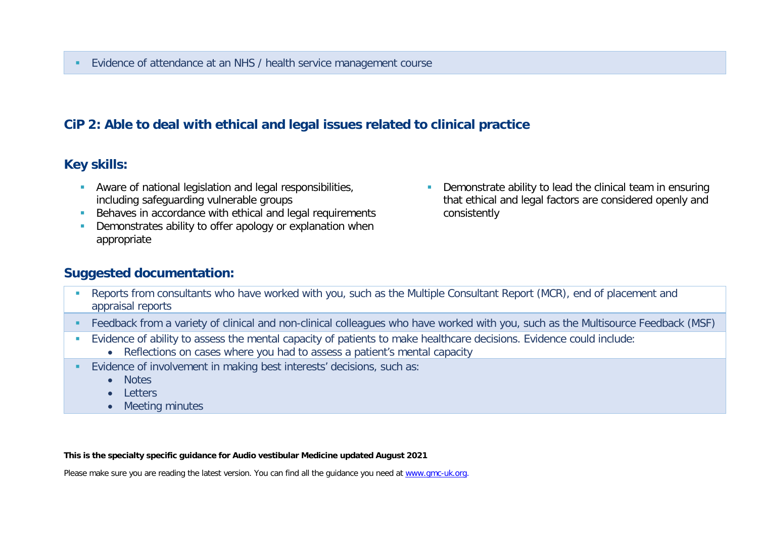- Evidence of attendance at an NHS / health service management course

## CiP 2: Able to deal with ethical and legal issues related to clinical practice

### Key skills:

- Aware of national legislation and legal responsibilities, including safeguarding vulnerable groups
- Behaves in accordance with ethical and legal requirements
- Demonstrates ability to offer apology or explanation when appropriate
- Demonstrate ability to lead the clinical team in ensuring that ethical and legal factors are considered openly and consistently

### Suggested documentation:

- Reports from consultants who have worked with you, such as the Multiple Consultant Report (MCR), end of placement and appraisal reports
- Feedback from a variety of clinical and non-clinical colleagues who have worked with you, such as the Multisource Feedback (MSF)
- Evidence of ability to assess the mental capacity of patients to make healthcare decisions. Evidence could include:
  - Reflections on cases where you had to assess a patient's mental capacity
- Evidence of involvement in making best interests' decisions, such as:
  - Notes
  - Letters
  - Meeting minutes

**This is the specialty specific guidance for Audio vestibular Medicine updated August 2021**

Please make sure you are reading the latest version. You can find all the guidance you need at [www.gmc-uk.org](www.gmc-uk.org).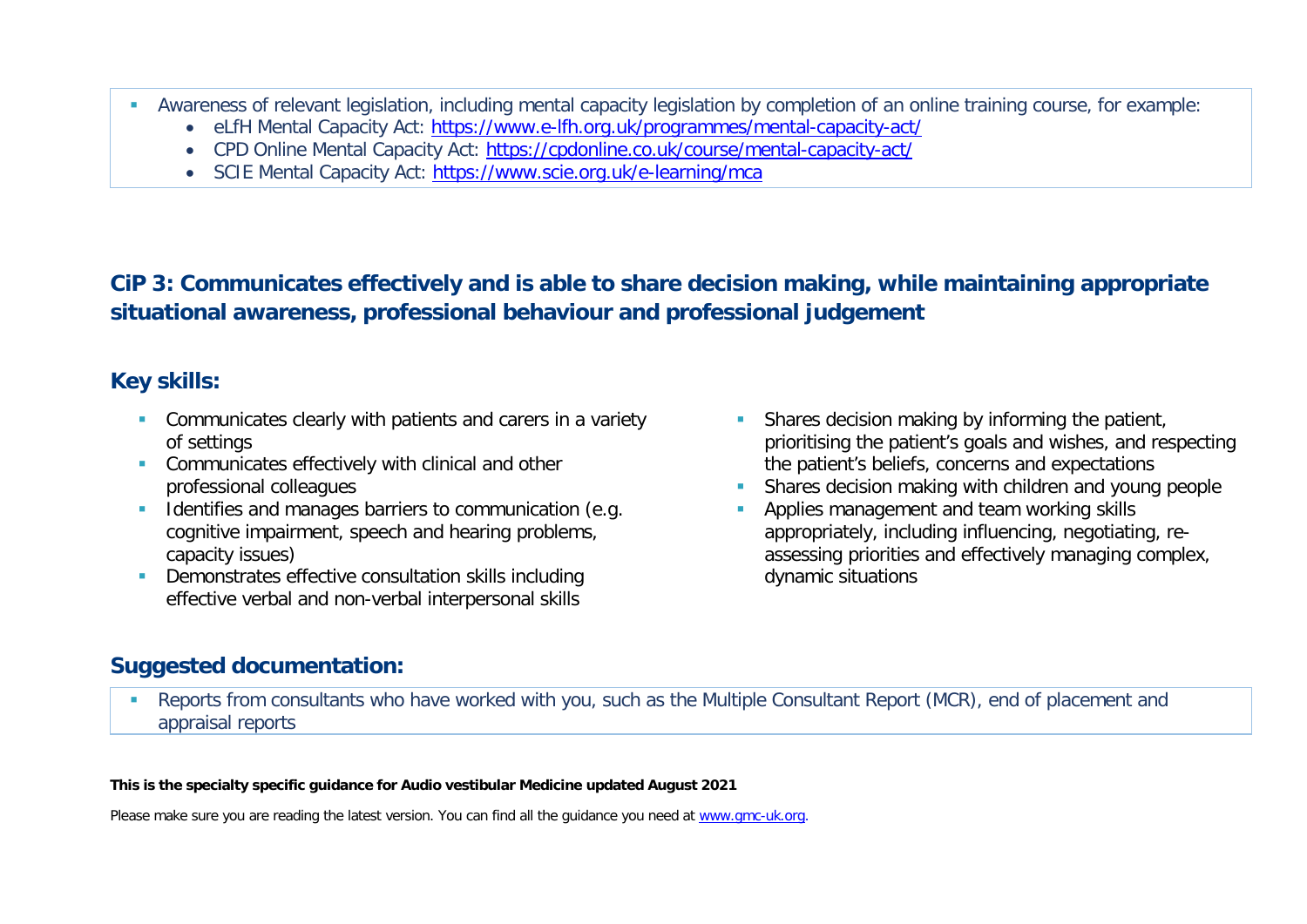- Awareness of relevant legislation, including mental capacity legislation by completion of an online training course, for example:
  - eLfH Mental Capacity Act: https://www.e-lfh.org.uk/programmes/mental-capacity-act/
  - CPD Online Mental Capacity Act: https://cpdonline.co.uk/course/mental-capacity-act/
  - SCIE Mental Capacity Act: https://www.scie.org.uk/e-learning/mca

## CiP 3: Communicates effectively and is able to share decision making, while maintaining appropriate situational awareness, professional behaviour and professional judgement

### Key skills:

- Communicates clearly with patients and carers in a variety of settings
- Communicates effectively with clinical and other professional colleagues
- Identifies and manages barriers to communication (e.g. cognitive impairment, speech and hearing problems, capacity issues)
- Demonstrates effective consultation skills including effective verbal and non-verbal interpersonal skills
- Shares decision making by informing the patient, prioritising the patient's goals and wishes, and respecting the patient's beliefs, concerns and expectations
- Shares decision making with children and young people
- Applies management and team working skills appropriately, including influencing, negotiating, re-assessing priorities and effectively managing complex, dynamic situations

### Suggested documentation:

- Reports from consultants who have worked with you, such as the Multiple Consultant Report (MCR), end of placement and appraisal reports

**This is the specialty specific guidance for Audio vestibular Medicine updated August 2021**

Please make sure you are reading the latest version. You can find all the guidance you need at www.gmc-uk.org.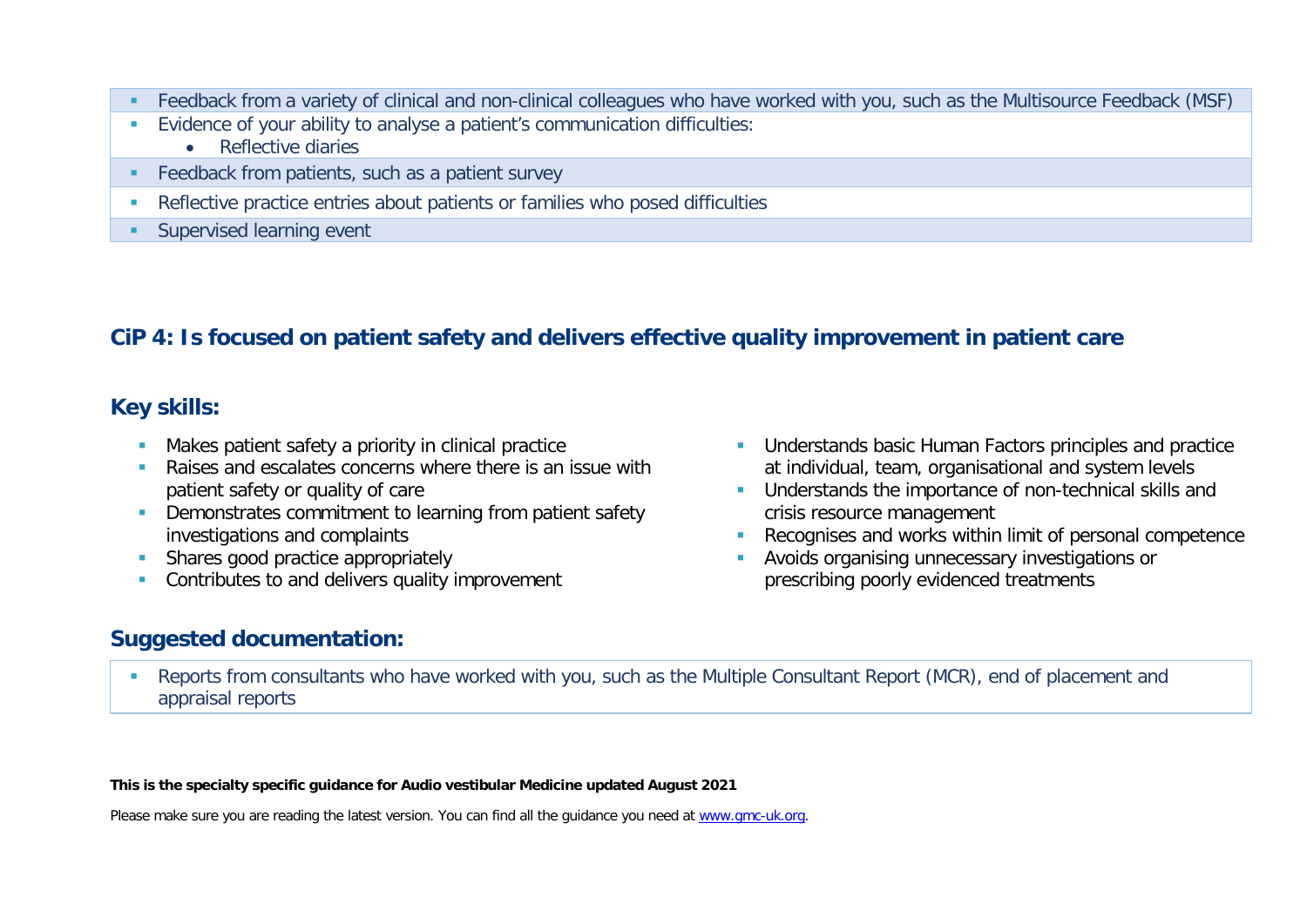- Feedback from a variety of clinical and non-clinical colleagues who have worked with you, such as the Multisource Feedback (MSF)
- Evidence of your ability to analyse a patient's communication difficulties:
  - Reflective diaries
- Feedback from patients, such as a patient survey
- Reflective practice entries about patients or families who posed difficulties
- Supervised learning event

## CiP 4: Is focused on patient safety and delivers effective quality improvement in patient care

### Key skills:

- Makes patient safety a priority in clinical practice
- Raises and escalates concerns where there is an issue with patient safety or quality of care
- Demonstrates commitment to learning from patient safety investigations and complaints
- Shares good practice appropriately
- Contributes to and delivers quality improvement
- Understands basic Human Factors principles and practice at individual, team, organisational and system levels
- Understands the importance of non-technical skills and crisis resource management
- Recognises and works within limit of personal competence
- Avoids organising unnecessary investigations or prescribing poorly evidenced treatments

### Suggested documentation:

- Reports from consultants who have worked with you, such as the Multiple Consultant Report (MCR), end of placement and appraisal reports

**This is the specialty specific guidance for Audio vestibular Medicine updated August 2021**

Please make sure you are reading the latest version. You can find all the guidance you need at [www.gmc-uk.org](http://www.gmc-uk.org).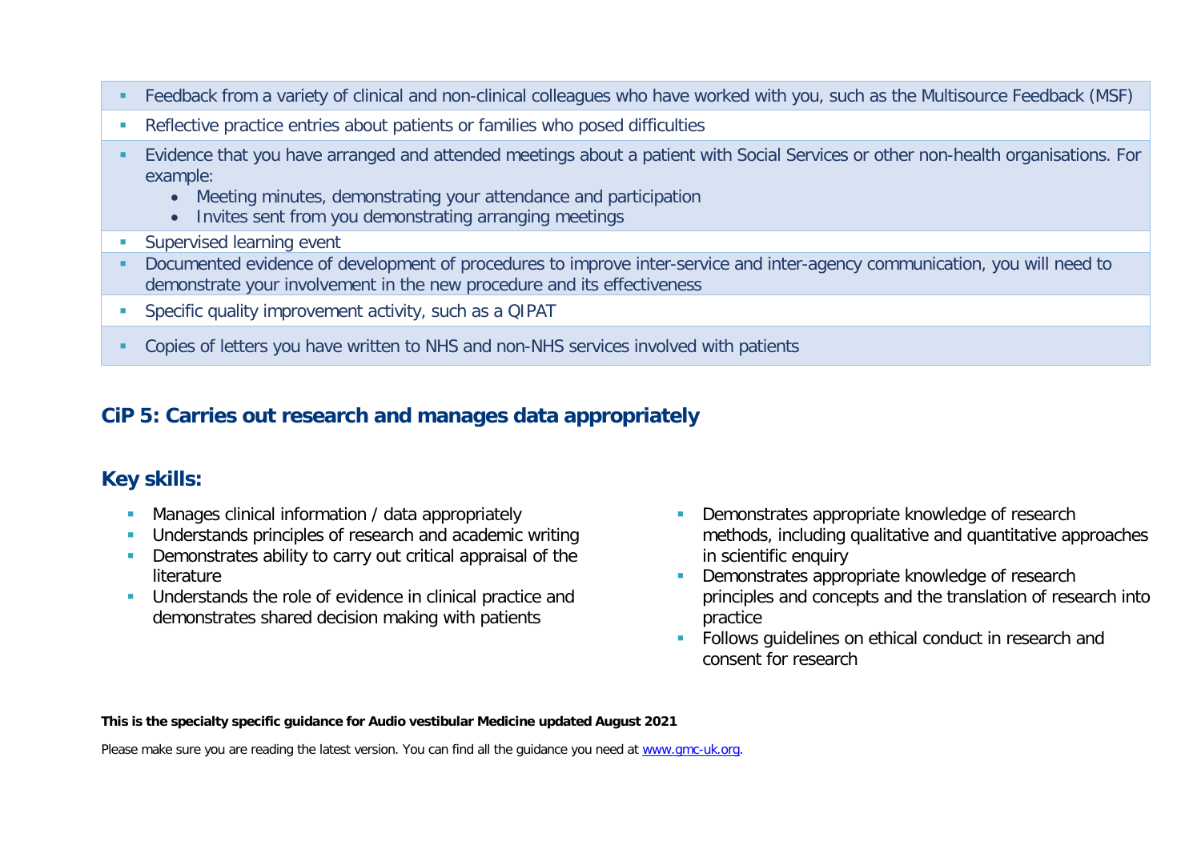- Feedback from a variety of clinical and non-clinical colleagues who have worked with you, such as the Multisource Feedback (MSF)
- Reflective practice entries about patients or families who posed difficulties
- Evidence that you have arranged and attended meetings about a patient with Social Services or other non-health organisations. For example:
  - Meeting minutes, demonstrating your attendance and participation
  - Invites sent from you demonstrating arranging meetings
- Supervised learning event
- Documented evidence of development of procedures to improve inter-service and inter-agency communication, you will need to demonstrate your involvement in the new procedure and its effectiveness
- Specific quality improvement activity, such as a QIPAT
- Copies of letters you have written to NHS and non-NHS services involved with patients

## CiP 5: Carries out research and manages data appropriately

## Key skills:

- Manages clinical information / data appropriately
- Understands principles of research and academic writing
- Demonstrates ability to carry out critical appraisal of the literature
- Understands the role of evidence in clinical practice and demonstrates shared decision making with patients
- Demonstrates appropriate knowledge of research methods, including qualitative and quantitative approaches in scientific enquiry
- Demonstrates appropriate knowledge of research principles and concepts and the translation of research into practice
- Follows guidelines on ethical conduct in research and consent for research

**This is the specialty specific guidance for Audio vestibular Medicine updated August 2021**

Please make sure you are reading the latest version. You can find all the guidance you need at [www.gmc-uk.org](http://www.gmc-uk.org).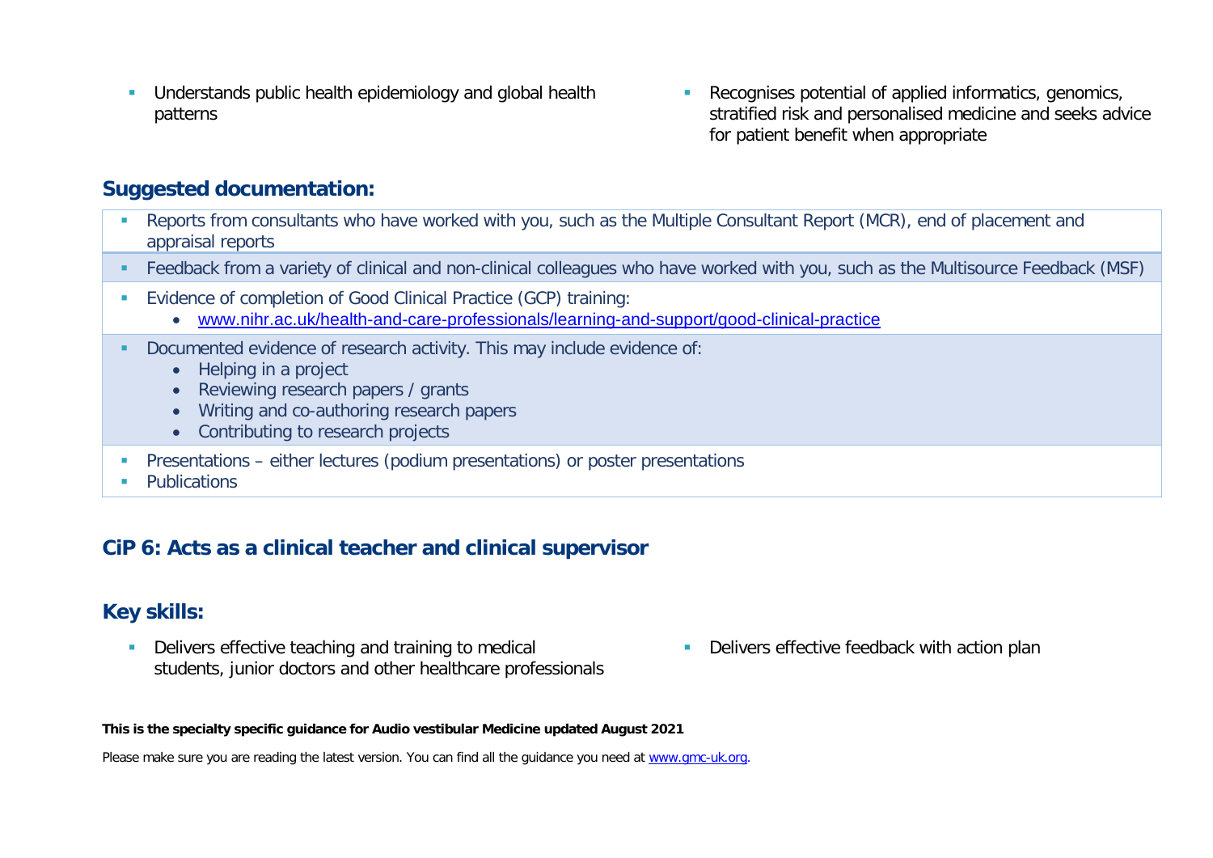- Understands public health epidemiology and global health patterns
- Recognises potential of applied informatics, genomics, stratified risk and personalised medicine and seeks advice for patient benefit when appropriate

## Suggested documentation:

- Reports from consultants who have worked with you, such as the Multiple Consultant Report (MCR), end of placement and appraisal reports
- Feedback from a variety of clinical and non-clinical colleagues who have worked with you, such as the Multisource Feedback (MSF)
- Evidence of completion of Good Clinical Practice (GCP) training:
  - www.nihr.ac.uk/health-and-care-professionals/learning-and-support/good-clinical-practice
- Documented evidence of research activity. This may include evidence of:
  - Helping in a project
  - Reviewing research papers / grants
  - Writing and co-authoring research papers
  - Contributing to research projects
- Presentations – either lectures (podium presentations) or poster presentations
- Publications

## CiP 6: Acts as a clinical teacher and clinical supervisor

## Key skills:

- Delivers effective teaching and training to medical students, junior doctors and other healthcare professionals
- Delivers effective feedback with action plan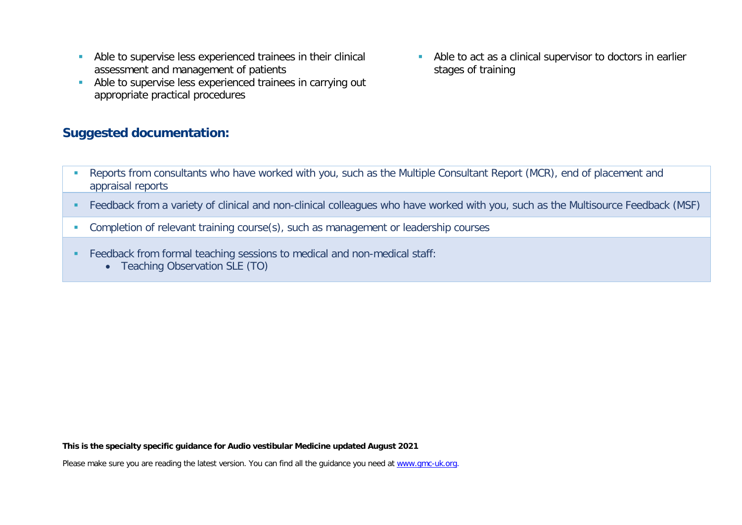- Able to supervise less experienced trainees in their clinical assessment and management of patients
- Able to supervise less experienced trainees in carrying out appropriate practical procedures
- Able to act as a clinical supervisor to doctors in earlier stages of training

## Suggested documentation:

- Reports from consultants who have worked with you, such as the Multiple Consultant Report (MCR), end of placement and appraisal reports
- Feedback from a variety of clinical and non-clinical colleagues who have worked with you, such as the Multisource Feedback (MSF)
- Completion of relevant training course(s), such as management or leadership courses
- Feedback from formal teaching sessions to medical and non-medical staff:
  - Teaching Observation SLE (TO)

**This is the specialty specific guidance for Audio vestibular Medicine updated August 2021**

Please make sure you are reading the latest version. You can find all the guidance you need at [www.gmc-uk.org](www.gmc-uk.org).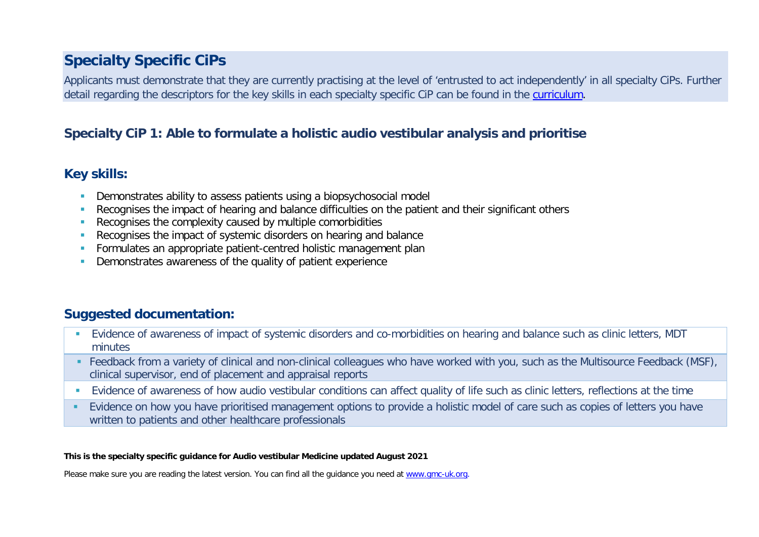## Specialty Specific CiPs

Applicants must demonstrate that they are currently practising at the level of 'entrusted to act independently' in all specialty CiPs. Further detail regarding the descriptors for the key skills in each specialty specific CiP can be found in the [curriculum](curriculum).

### Specialty CiP 1: Able to formulate a holistic audio vestibular analysis and prioritise

### Key skills:

- Demonstrates ability to assess patients using a biopsychosocial model
- Recognises the impact of hearing and balance difficulties on the patient and their significant others
- Recognises the complexity caused by multiple comorbidities
- Recognises the impact of systemic disorders on hearing and balance
- Formulates an appropriate patient-centred holistic management plan
- Demonstrates awareness of the quality of patient experience

### Suggested documentation:

- Evidence of awareness of impact of systemic disorders and co-morbidities on hearing and balance such as clinic letters, MDT minutes
- Feedback from a variety of clinical and non-clinical colleagues who have worked with you, such as the Multisource Feedback (MSF), clinical supervisor, end of placement and appraisal reports
- Evidence of awareness of how audio vestibular conditions can affect quality of life such as clinic letters, reflections at the time
- Evidence on how you have prioritised management options to provide a holistic model of care such as copies of letters you have written to patients and other healthcare professionals

**This is the specialty specific guidance for Audio vestibular Medicine updated August 2021**

Please make sure you are reading the latest version. You can find all the guidance you need at [www.gmc-uk.org](www.gmc-uk.org).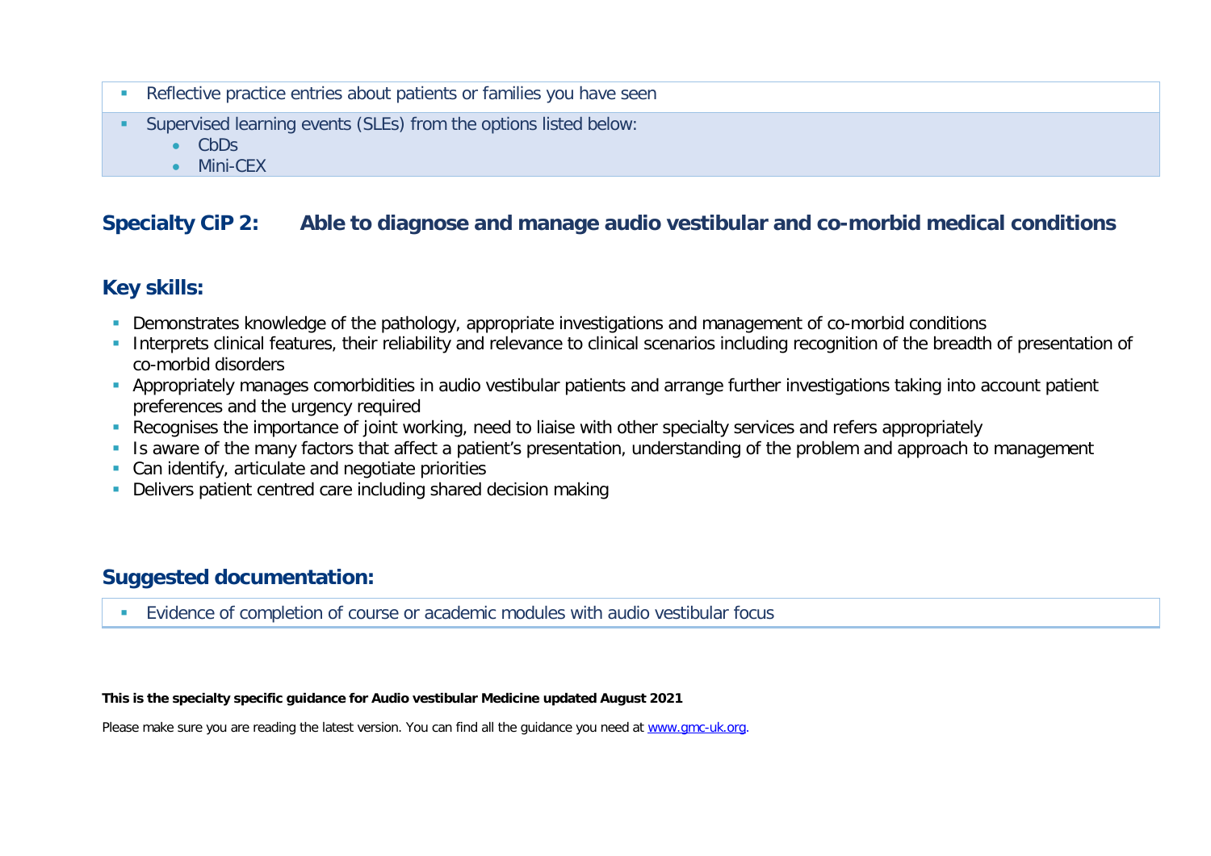- Reflective practice entries about patients or families you have seen
- Supervised learning events (SLEs) from the options listed below:
  - CbDs
  - Mini-CEX

## Specialty CiP 2: Able to diagnose and manage audio vestibular and co-morbid medical conditions

### Key skills:

- Demonstrates knowledge of the pathology, appropriate investigations and management of co-morbid conditions
- Interprets clinical features, their reliability and relevance to clinical scenarios including recognition of the breadth of presentation of co-morbid disorders
- Appropriately manages comorbidities in audio vestibular patients and arrange further investigations taking into account patient preferences and the urgency required
- Recognises the importance of joint working, need to liaise with other specialty services and refers appropriately
- Is aware of the many factors that affect a patient's presentation, understanding of the problem and approach to management
- Can identify, articulate and negotiate priorities
- Delivers patient centred care including shared decision making

### Suggested documentation:

- Evidence of completion of course or academic modules with audio vestibular focus

**This is the specialty specific guidance for Audio vestibular Medicine updated August 2021**

Please make sure you are reading the latest version. You can find all the guidance you need at www.gmc-uk.org.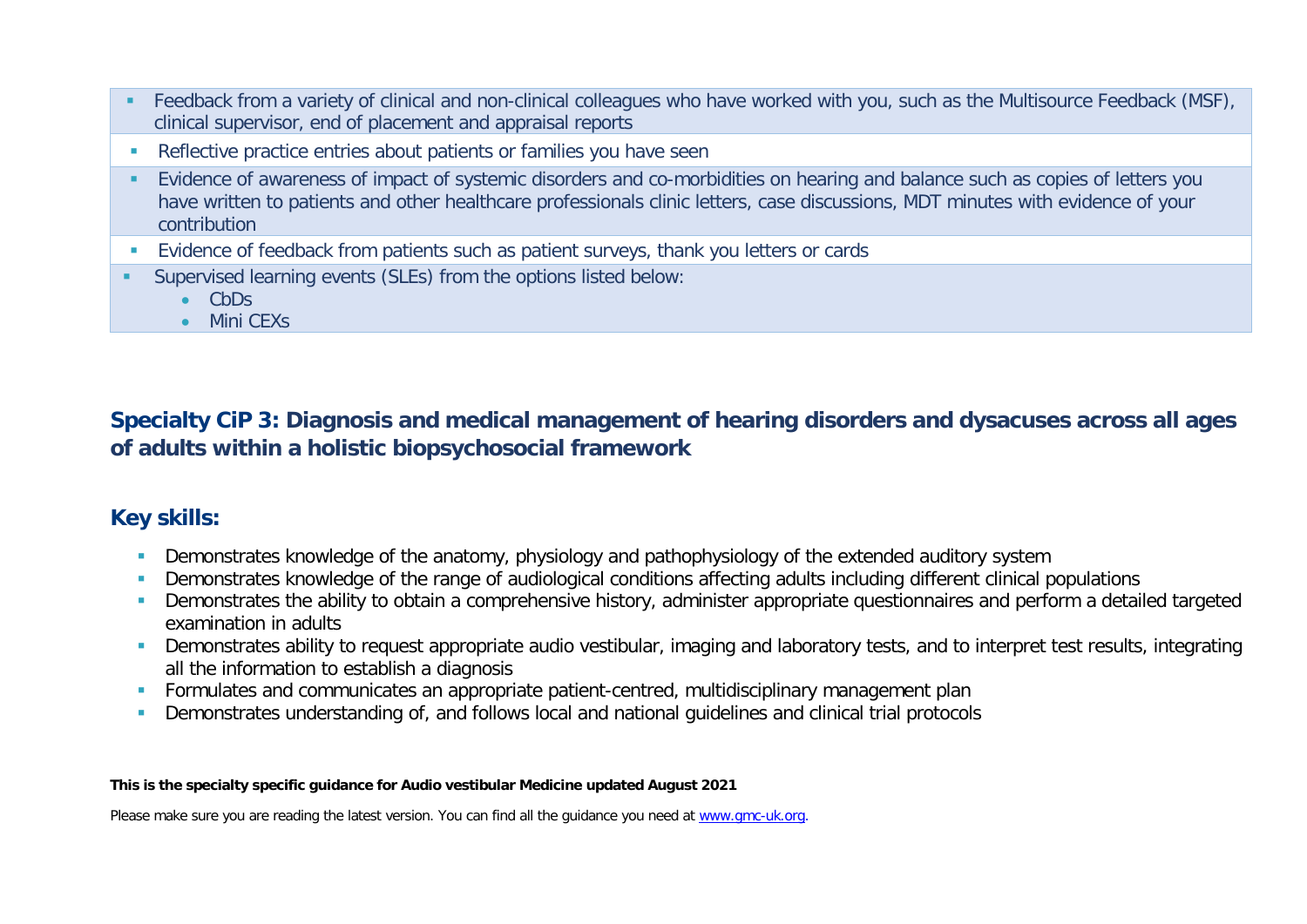- Feedback from a variety of clinical and non-clinical colleagues who have worked with you, such as the Multisource Feedback (MSF), clinical supervisor, end of placement and appraisal reports
- Reflective practice entries about patients or families you have seen
- Evidence of awareness of impact of systemic disorders and co-morbidities on hearing and balance such as copies of letters you have written to patients and other healthcare professionals clinic letters, case discussions, MDT minutes with evidence of your contribution
- Evidence of feedback from patients such as patient surveys, thank you letters or cards
- Supervised learning events (SLEs) from the options listed below:
  - CbDs
  - Mini CEXs

## Specialty CiP 3: Diagnosis and medical management of hearing disorders and dysacuses across all ages of adults within a holistic biopsychosocial framework

## Key skills:

- Demonstrates knowledge of the anatomy, physiology and pathophysiology of the extended auditory system
- Demonstrates knowledge of the range of audiological conditions affecting adults including different clinical populations
- Demonstrates the ability to obtain a comprehensive history, administer appropriate questionnaires and perform a detailed targeted examination in adults
- Demonstrates ability to request appropriate audio vestibular, imaging and laboratory tests, and to interpret test results, integrating all the information to establish a diagnosis
- Formulates and communicates an appropriate patient-centred, multidisciplinary management plan
- Demonstrates understanding of, and follows local and national guidelines and clinical trial protocols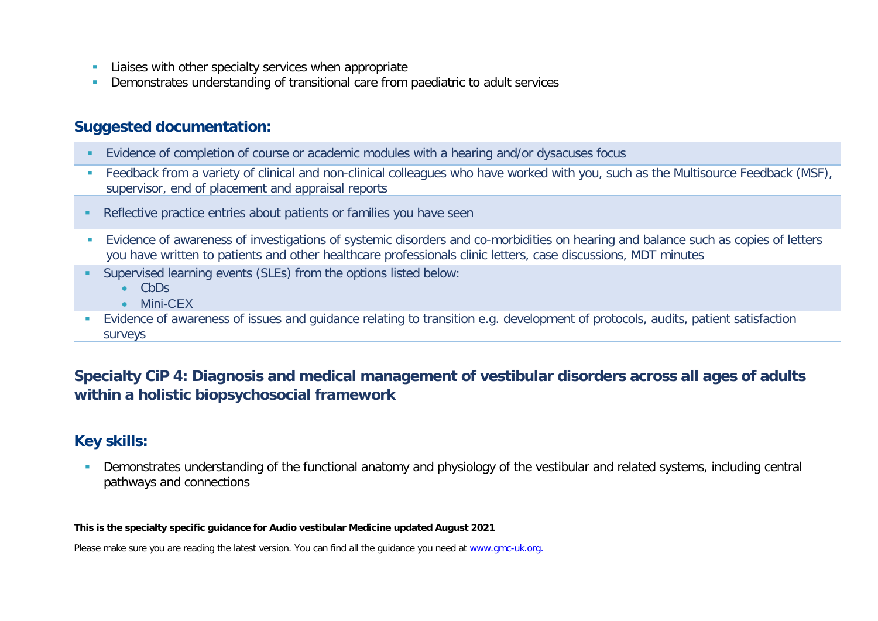- Liaises with other specialty services when appropriate
- Demonstrates understanding of transitional care from paediatric to adult services

## Suggested documentation:

- Evidence of completion of course or academic modules with a hearing and/or dysacuses focus
- Feedback from a variety of clinical and non-clinical colleagues who have worked with you, such as the Multisource Feedback (MSF), supervisor, end of placement and appraisal reports
- Reflective practice entries about patients or families you have seen
- Evidence of awareness of investigations of systemic disorders and co-morbidities on hearing and balance such as copies of letters you have written to patients and other healthcare professionals clinic letters, case discussions, MDT minutes
- Supervised learning events (SLEs) from the options listed below:
  - CbDs
  - Mini-CEX
- Evidence of awareness of issues and guidance relating to transition e.g. development of protocols, audits, patient satisfaction surveys

## Specialty CiP 4: Diagnosis and medical management of vestibular disorders across all ages of adults within a holistic biopsychosocial framework

## Key skills:

- Demonstrates understanding of the functional anatomy and physiology of the vestibular and related systems, including central pathways and connections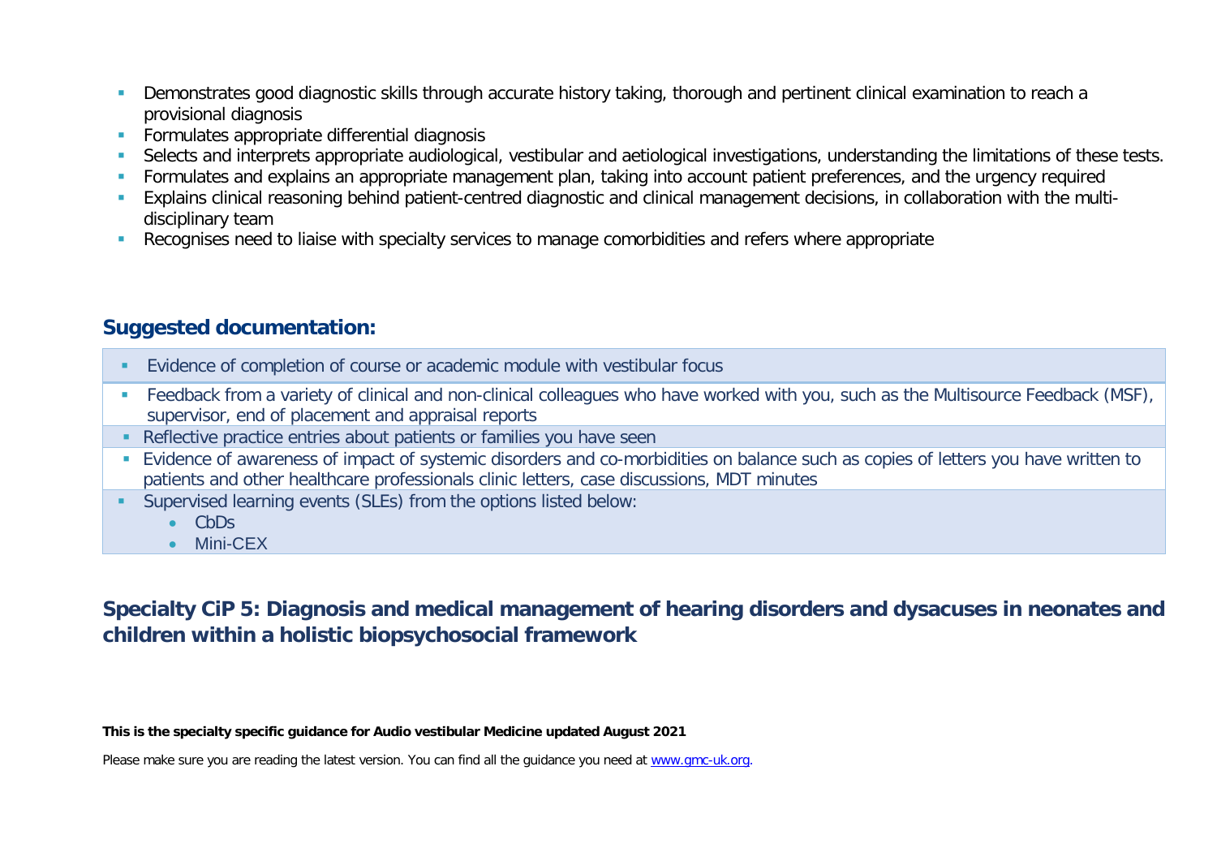- Demonstrates good diagnostic skills through accurate history taking, thorough and pertinent clinical examination to reach a provisional diagnosis
- Formulates appropriate differential diagnosis
- Selects and interprets appropriate audiological, vestibular and aetiological investigations, understanding the limitations of these tests.
- Formulates and explains an appropriate management plan, taking into account patient preferences, and the urgency required
- Explains clinical reasoning behind patient-centred diagnostic and clinical management decisions, in collaboration with the multi-disciplinary team
- Recognises need to liaise with specialty services to manage comorbidities and refers where appropriate

## Suggested documentation:

- Evidence of completion of course or academic module with vestibular focus
- Feedback from a variety of clinical and non-clinical colleagues who have worked with you, such as the Multisource Feedback (MSF), supervisor, end of placement and appraisal reports
- Reflective practice entries about patients or families you have seen
- Evidence of awareness of impact of systemic disorders and co-morbidities on balance such as copies of letters you have written to patients and other healthcare professionals clinic letters, case discussions, MDT minutes
- Supervised learning events (SLEs) from the options listed below:
  - CbDs
  - Mini-CEX

## Specialty CiP 5: Diagnosis and medical management of hearing disorders and dysacuses in neonates and children within a holistic biopsychosocial framework

**This is the specialty specific guidance for Audio vestibular Medicine updated August 2021**

Please make sure you are reading the latest version. You can find all the guidance you need at www.gmc-uk.org.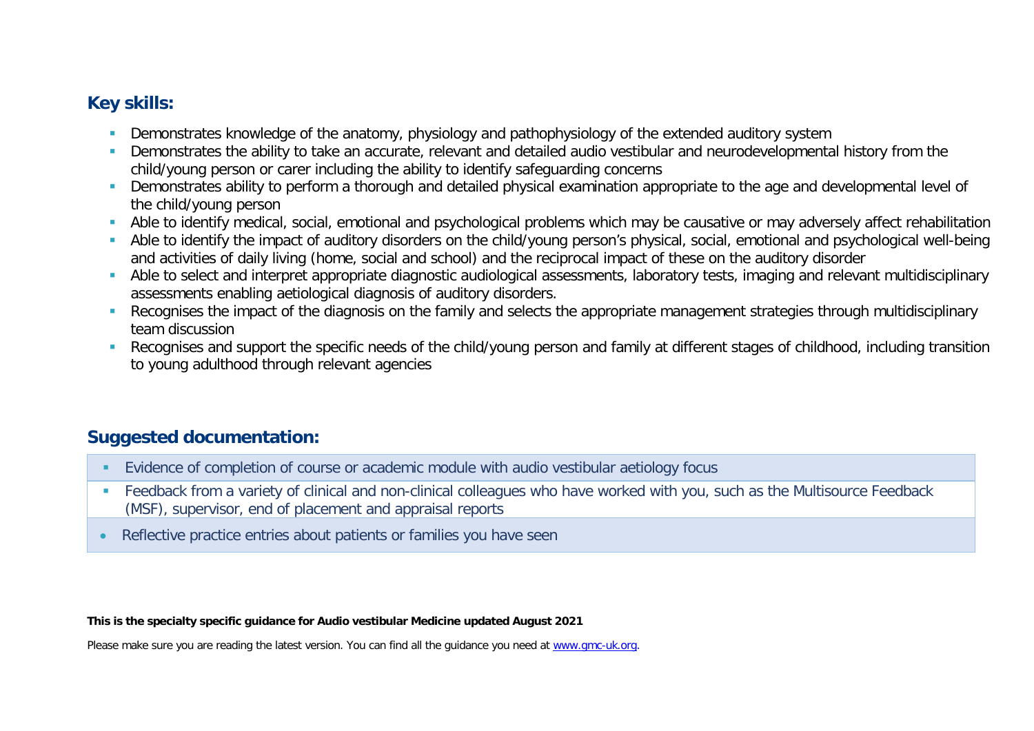## Key skills:

- Demonstrates knowledge of the anatomy, physiology and pathophysiology of the extended auditory system
- Demonstrates the ability to take an accurate, relevant and detailed audio vestibular and neurodevelopmental history from the child/young person or carer including the ability to identify safeguarding concerns
- Demonstrates ability to perform a thorough and detailed physical examination appropriate to the age and developmental level of the child/young person
- Able to identify medical, social, emotional and psychological problems which may be causative or may adversely affect rehabilitation
- Able to identify the impact of auditory disorders on the child/young person's physical, social, emotional and psychological well-being and activities of daily living (home, social and school) and the reciprocal impact of these on the auditory disorder
- Able to select and interpret appropriate diagnostic audiological assessments, laboratory tests, imaging and relevant multidisciplinary assessments enabling aetiological diagnosis of auditory disorders.
- Recognises the impact of the diagnosis on the family and selects the appropriate management strategies through multidisciplinary team discussion
- Recognises and support the specific needs of the child/young person and family at different stages of childhood, including transition to young adulthood through relevant agencies

## Suggested documentation:

- Evidence of completion of course or academic module with audio vestibular aetiology focus
- Feedback from a variety of clinical and non-clinical colleagues who have worked with you, such as the Multisource Feedback (MSF), supervisor, end of placement and appraisal reports
- Reflective practice entries about patients or families you have seen

**This is the specialty specific guidance for Audio vestibular Medicine updated August 2021**

Please make sure you are reading the latest version. You can find all the guidance you need at [www.gmc-uk.org](http://www.gmc-uk.org).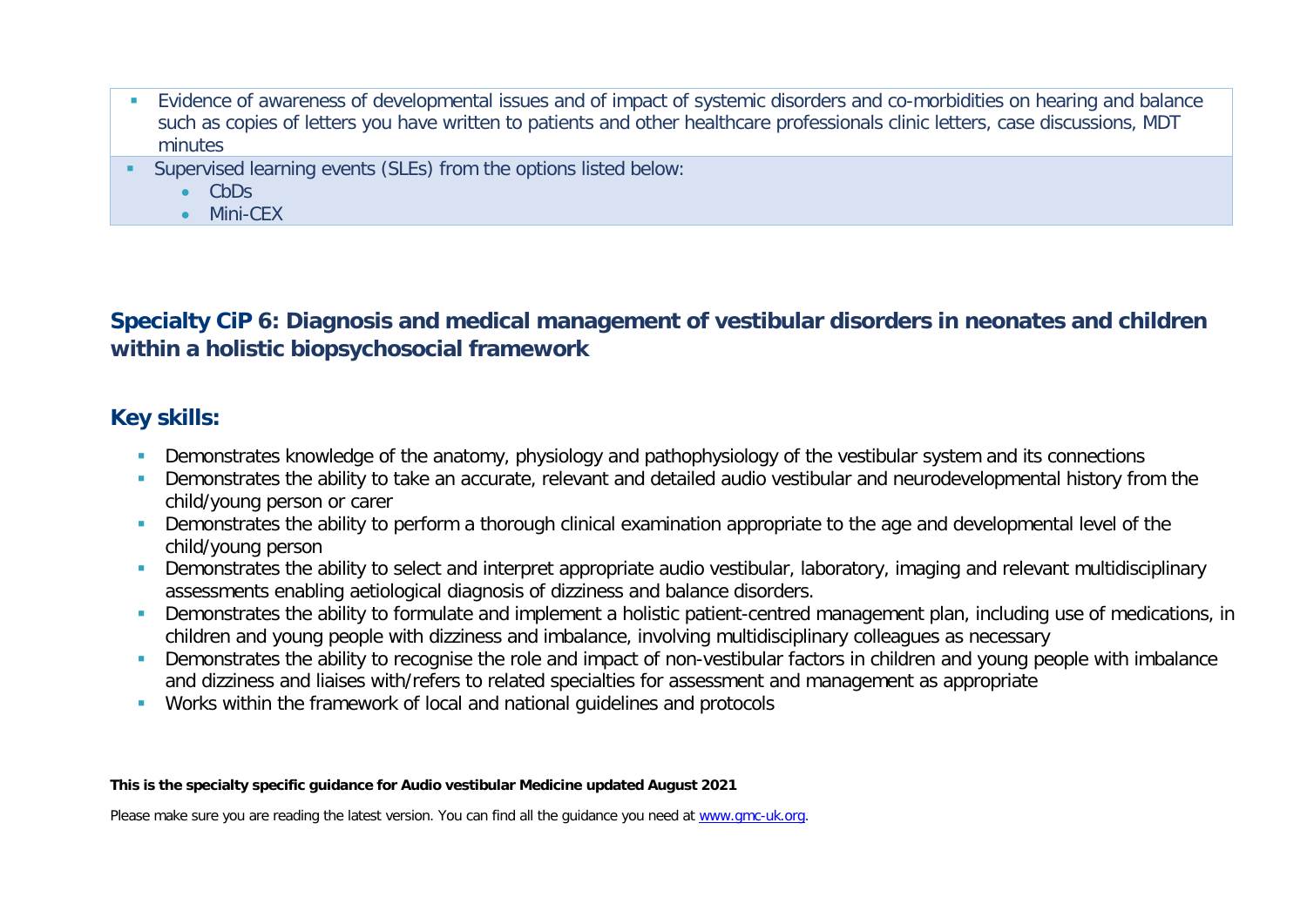- Evidence of awareness of developmental issues and of impact of systemic disorders and co-morbidities on hearing and balance such as copies of letters you have written to patients and other healthcare professionals clinic letters, case discussions, MDT minutes
- Supervised learning events (SLEs) from the options listed below:
    - CbDs
    - Mini-CEX

## Specialty CiP 6: Diagnosis and medical management of vestibular disorders in neonates and children within a holistic biopsychosocial framework

## Key skills:

- Demonstrates knowledge of the anatomy, physiology and pathophysiology of the vestibular system and its connections
- Demonstrates the ability to take an accurate, relevant and detailed audio vestibular and neurodevelopmental history from the child/young person or carer
- Demonstrates the ability to perform a thorough clinical examination appropriate to the age and developmental level of the child/young person
- Demonstrates the ability to select and interpret appropriate audio vestibular, laboratory, imaging and relevant multidisciplinary assessments enabling aetiological diagnosis of dizziness and balance disorders.
- Demonstrates the ability to formulate and implement a holistic patient-centred management plan, including use of medications, in children and young people with dizziness and imbalance, involving multidisciplinary colleagues as necessary
- Demonstrates the ability to recognise the role and impact of non-vestibular factors in children and young people with imbalance and dizziness and liaises with/refers to related specialties for assessment and management as appropriate
- Works within the framework of local and national guidelines and protocols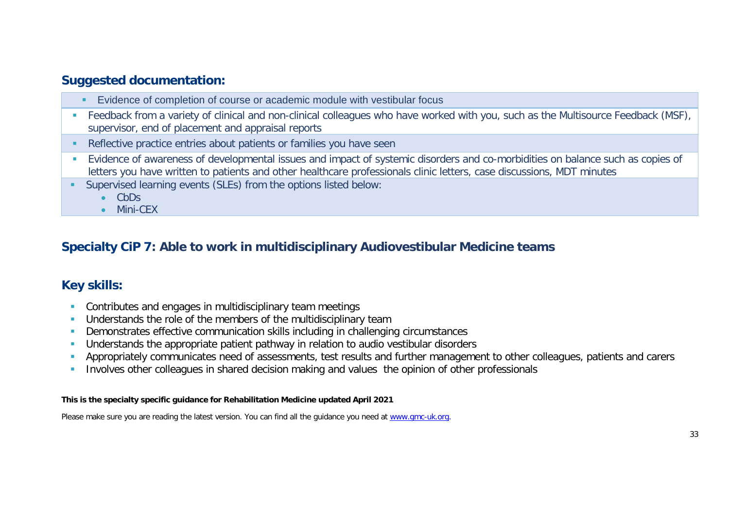## Suggested documentation:

- Evidence of completion of course or academic module with vestibular focus
- Feedback from a variety of clinical and non-clinical colleagues who have worked with you, such as the Multisource Feedback (MSF), supervisor, end of placement and appraisal reports
- Reflective practice entries about patients or families you have seen
- Evidence of awareness of developmental issues and impact of systemic disorders and co-morbidities on balance such as copies of letters you have written to patients and other healthcare professionals clinic letters, case discussions, MDT minutes
- Supervised learning events (SLEs) from the options listed below:
  - CbDs
  - Mini-CEX

## Specialty CiP 7: Able to work in multidisciplinary Audiovestibular Medicine teams

## Key skills:

- Contributes and engages in multidisciplinary team meetings
- Understands the role of the members of the multidisciplinary team
- Demonstrates effective communication skills including in challenging circumstances
- Understands the appropriate patient pathway in relation to audio vestibular disorders
- Appropriately communicates need of assessments, test results and further management to other colleagues, patients and carers
- Involves other colleagues in shared decision making and values the opinion of other professionals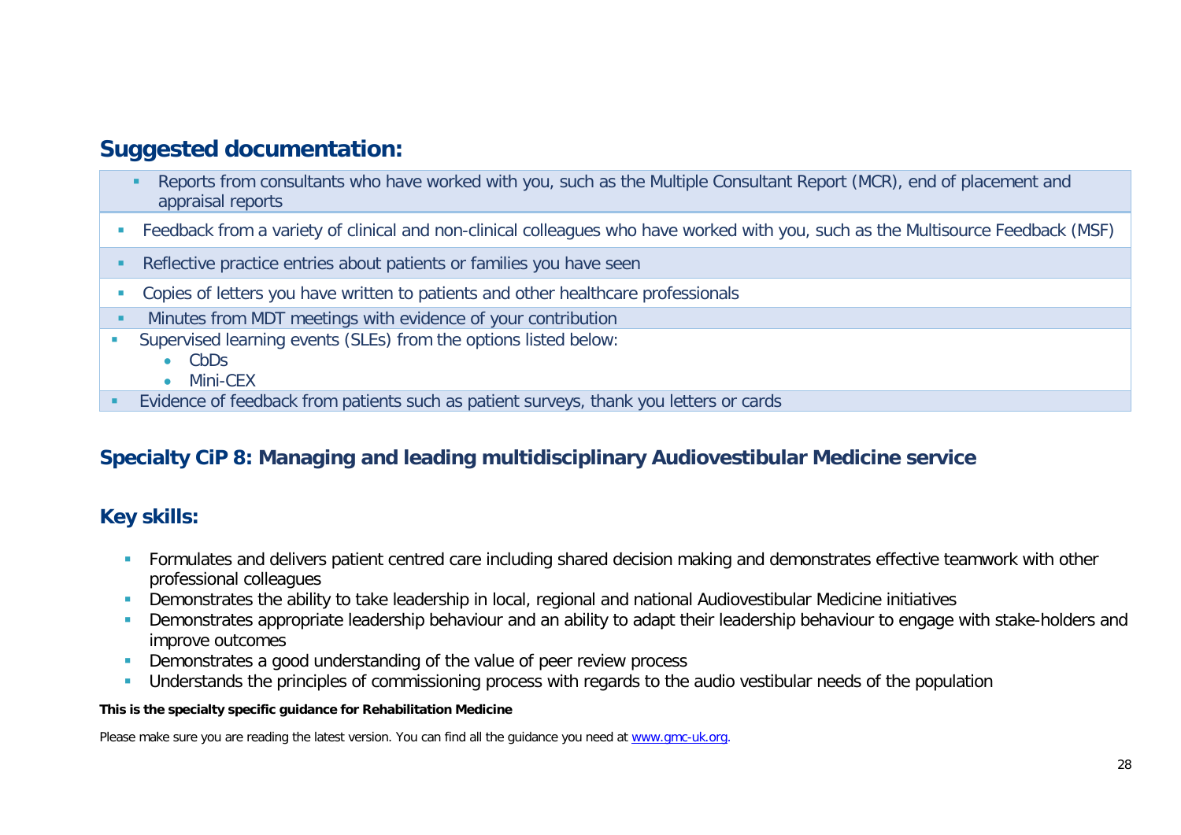## Suggested documentation:

- Reports from consultants who have worked with you, such as the Multiple Consultant Report (MCR), end of placement and appraisal reports
- Feedback from a variety of clinical and non-clinical colleagues who have worked with you, such as the Multisource Feedback (MSF)
- Reflective practice entries about patients or families you have seen
- Copies of letters you have written to patients and other healthcare professionals
- Minutes from MDT meetings with evidence of your contribution
- Supervised learning events (SLEs) from the options listed below:
  - CbDs
  - Mini-CEX
- Evidence of feedback from patients such as patient surveys, thank you letters or cards

### Specialty CiP 8: Managing and leading multidisciplinary Audiovestibular Medicine service

## Key skills:

- Formulates and delivers patient centred care including shared decision making and demonstrates effective teamwork with other professional colleagues
- Demonstrates the ability to take leadership in local, regional and national Audiovestibular Medicine initiatives
- Demonstrates appropriate leadership behaviour and an ability to adapt their leadership behaviour to engage with stake-holders and improve outcomes
- Demonstrates a good understanding of the value of peer review process
- Understands the principles of commissioning process with regards to the audio vestibular needs of the population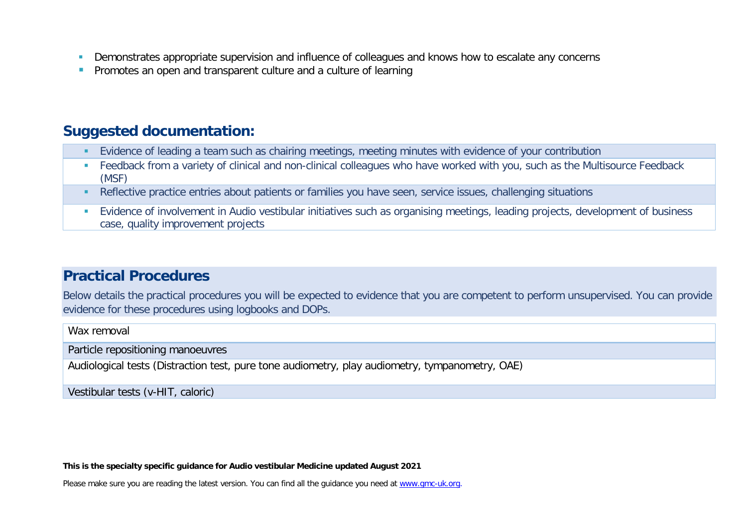- Demonstrates appropriate supervision and influence of colleagues and knows how to escalate any concerns
- Promotes an open and transparent culture and a culture of learning

## Suggested documentation:

- Evidence of leading a team such as chairing meetings, meeting minutes with evidence of your contribution
- Feedback from a variety of clinical and non-clinical colleagues who have worked with you, such as the Multisource Feedback (MSF)
- Reflective practice entries about patients or families you have seen, service issues, challenging situations
- Evidence of involvement in Audio vestibular initiatives such as organising meetings, leading projects, development of business case, quality improvement projects

## Practical Procedures

Below details the practical procedures you will be expected to evidence that you are competent to perform unsupervised. You can provide evidence for these procedures using logbooks and DOPs.

| |
|---|
| Wax removal |
| Particle repositioning manoeuvres |
| Audiological tests (Distraction test, pure tone audiometry, play audiometry, tympanometry, OAE) |
| Vestibular tests (v-HIT, caloric) |

**This is the specialty specific guidance for Audio vestibular Medicine updated August 2021**

Please make sure you are reading the latest version. You can find all the guidance you need at www.gmc-uk.org.